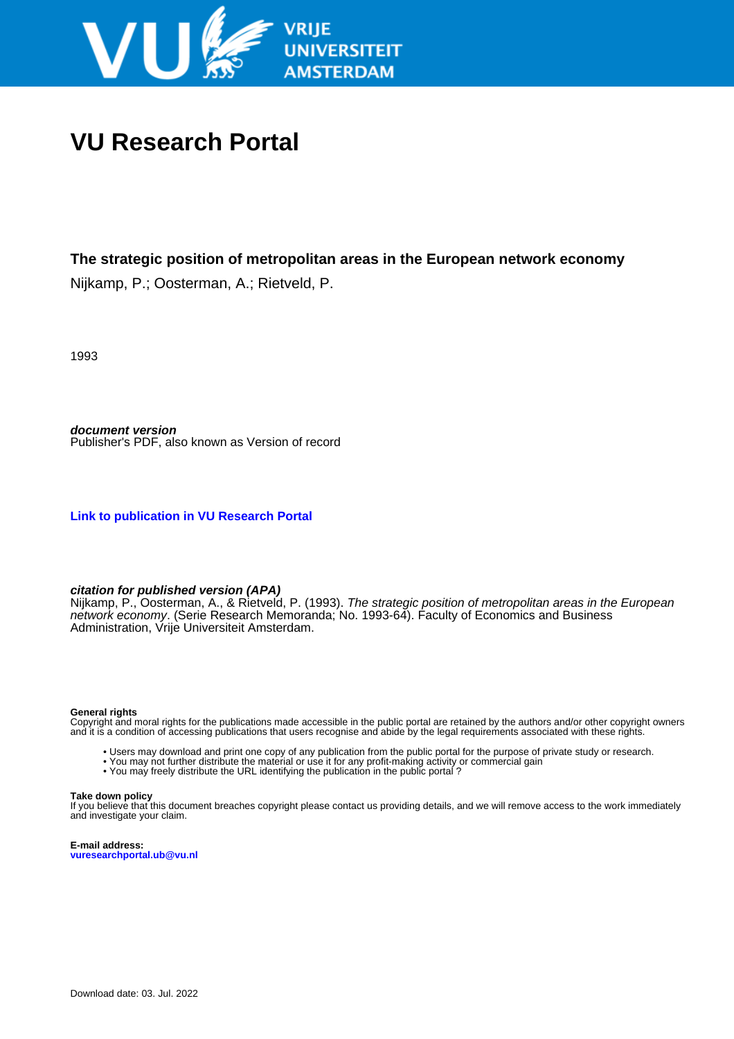VRIJE UNIVERSITEIT AMSTERDAM

# VU Research Portal

## The strategic position of metropolitan areas in the European network economy

Nijkamp, P.; Oosterman, A.; Rietveld, P.

1993

***document version***
Publisher's PDF, also known as Version of record

**Link to publication in VU Research Portal**

***citation for published version (APA)***
Nijkamp, P., Oosterman, A., & Rietveld, P. (1993). *The strategic position of metropolitan areas in the European network economy*. (Serie Research Memoranda; No. 1993-64). Faculty of Economics and Business Administration, Vrije Universiteit Amsterdam.

**General rights**
Copyright and moral rights for the publications made accessible in the public portal are retained by the authors and/or other copyright owners and it is a condition of accessing publications that users recognise and abide by the legal requirements associated with these rights.

- Users may download and print one copy of any publication from the public portal for the purpose of private study or research.
- You may not further distribute the material or use it for any profit-making activity or commercial gain
- You may freely distribute the URL identifying the publication in the public portal ?

**Take down policy**
If you believe that this document breaches copyright please contact us providing details, and we will remove access to the work immediately and investigate your claim.

**E-mail address:**
**vuresearchportal.ub@vu.nl**

Download date: 03. Jul. 2022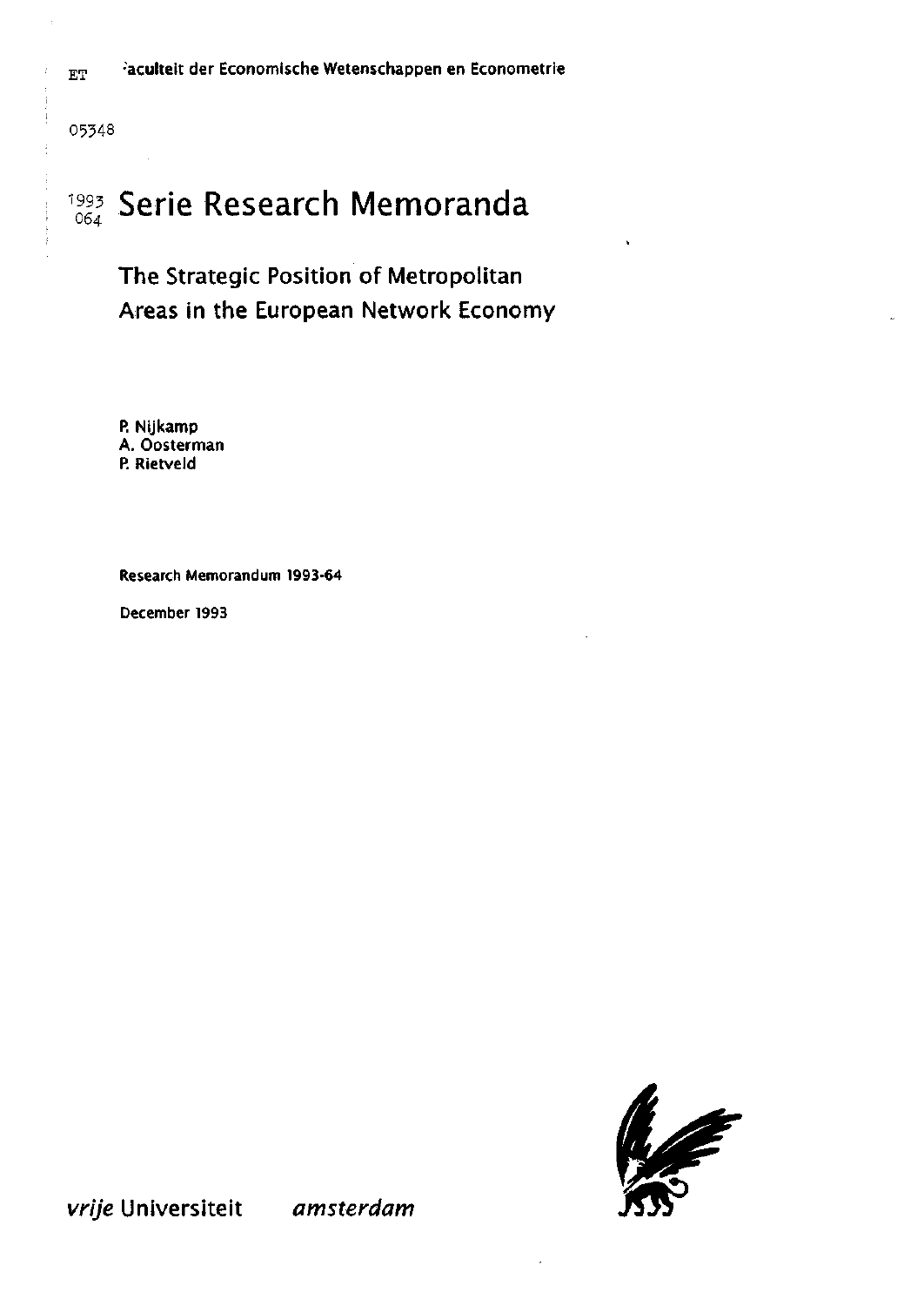ET Faculteit der Economische Wetenschappen en Econometrie

05348

1993
064

# Serie Research Memoranda

## The Strategic Position of Metropolitan Areas in the European Network Economy

P. Nijkamp
A. Oosterman
P. Rietveld

Research Memorandum 1993-64

December 1993

*vrije* Universiteit *amsterdam*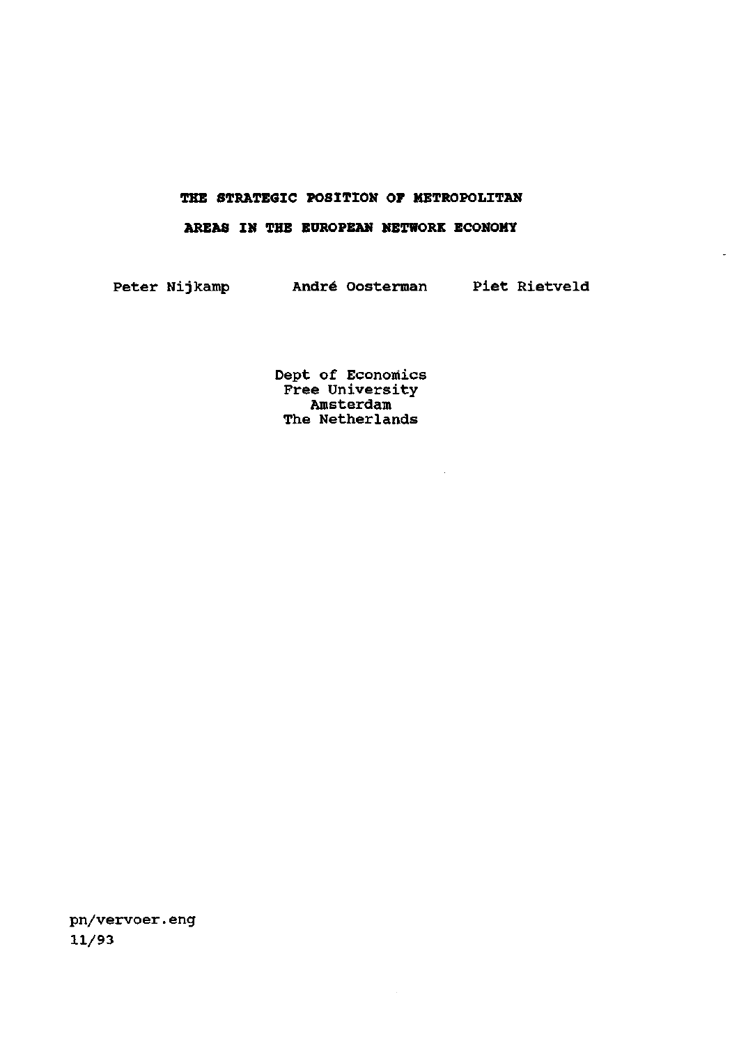# THE STRATEGIC POSITION OF METROPOLITAN AREAS IN THE EUROPEAN NETWORK ECONOMY

Peter Nijkamp André Oosterman Piet Rietveld

Dept of Economics
Free University
Amsterdam
The Netherlands

pn/vervoer.eng
11/93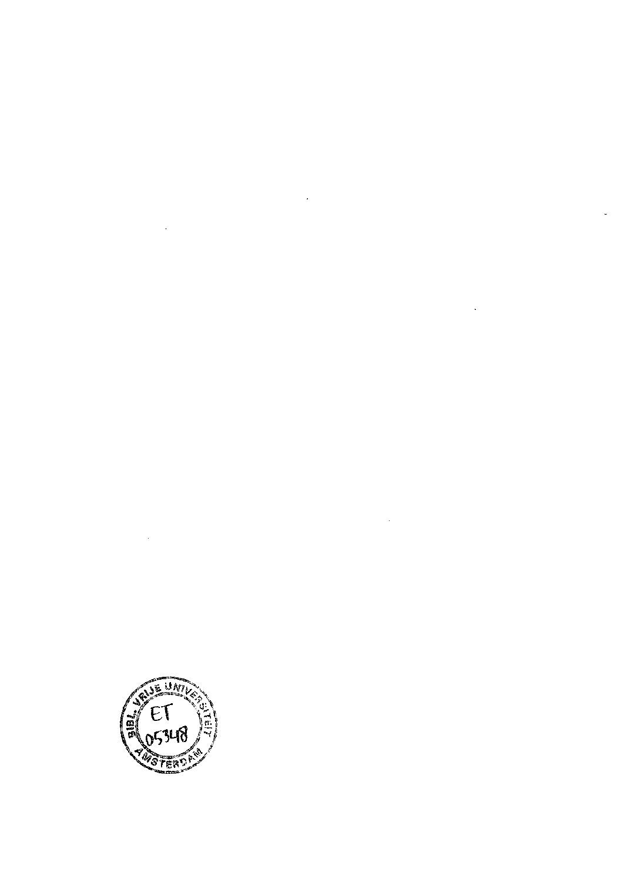BIBL. VRIJE UNIVERSITEIT AMSTERDAM

ET 05348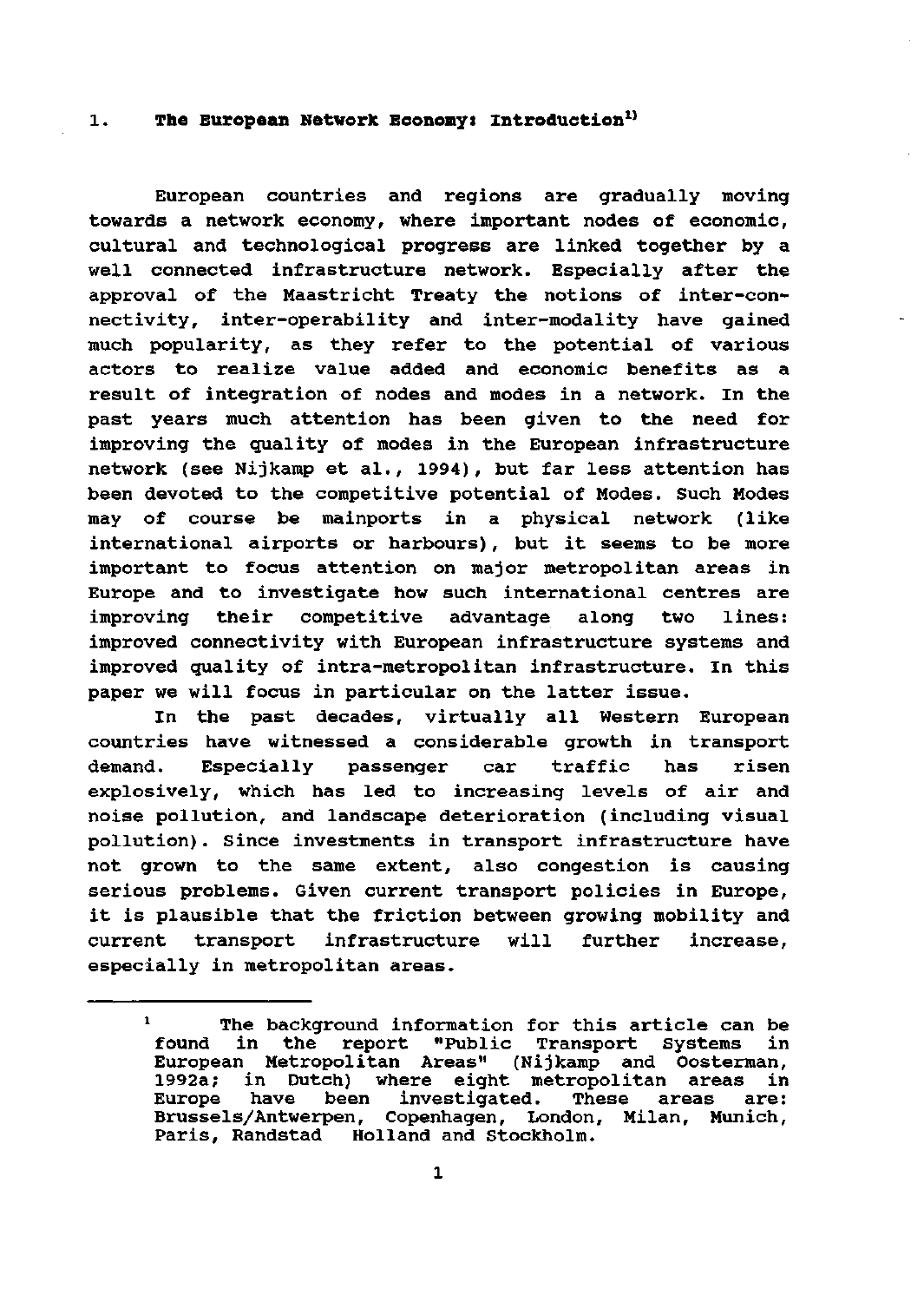## 1. The European Network Economy: Introduction[1)]

European countries and regions are gradually moving towards a network economy, where important nodes of economic, cultural and technological progress are linked together by a well connected infrastructure network. Especially after the approval of the Maastricht Treaty the notions of inter-connectivity, inter-operability and inter-modality have gained much popularity, as they refer to the potential of various actors to realize value added and economic benefits as a result of integration of nodes and modes in a network. In the past years much attention has been given to the need for improving the quality of modes in the European infrastructure network (see Nijkamp et al., 1994), but far less attention has been devoted to the competitive potential of Modes. Such Modes may of course be mainports in a physical network (like international airports or harbours), but it seems to be more important to focus attention on major metropolitan areas in Europe and to investigate how such international centres are improving their competitive advantage along two lines: improved connectivity with European infrastructure systems and improved quality of intra-metropolitan infrastructure. In this paper we will focus in particular on the latter issue.

In the past decades, virtually all Western European countries have witnessed a considerable growth in transport demand. Especially passenger car traffic has risen explosively, which has led to increasing levels of air and noise pollution, and landscape deterioration (including visual pollution). Since investments in transport infrastructure have not grown to the same extent, also congestion is causing serious problems. Given current transport policies in Europe, it is plausible that the friction between growing mobility and current transport infrastructure will further increase, especially in metropolitan areas.

---

[1] The background information for this article can be found in the report "Public Transport Systems in European Metropolitan Areas" (Nijkamp and Oosterman, 1992a; in Dutch) where eight metropolitan areas in Europe have been investigated. These areas are: Brussels/Antwerpen, Copenhagen, London, Milan, Munich, Paris, Randstad Holland and Stockholm.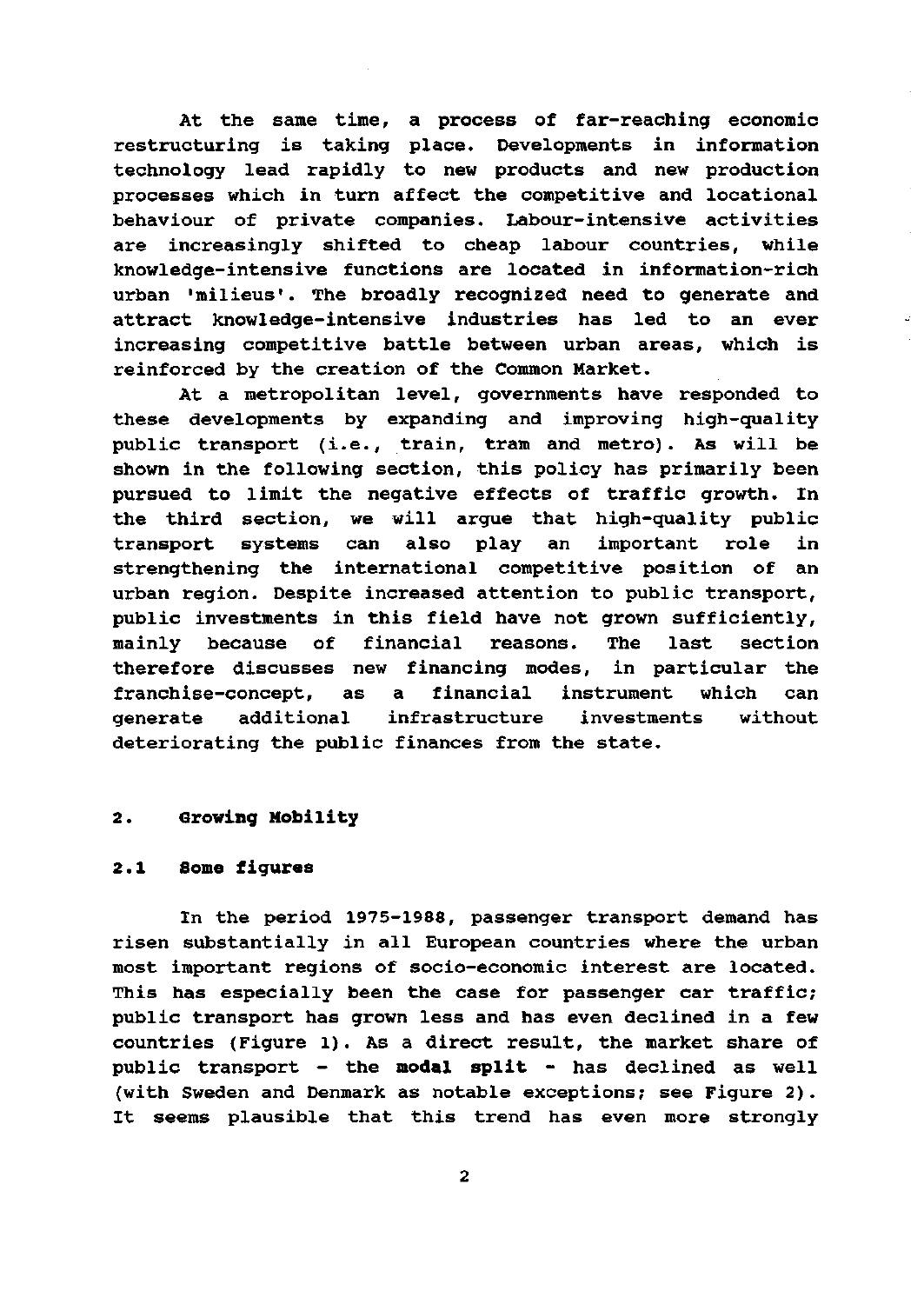At the same time, a process of far-reaching economic restructuring is taking place. Developments in information technology lead rapidly to new products and new production processes which in turn affect the competitive and locational behaviour of private companies. Labour-intensive activities are increasingly shifted to cheap labour countries, while knowledge-intensive functions are located in information-rich urban 'milieus'. The broadly recognized need to generate and attract knowledge-intensive industries has led to an ever increasing competitive battle between urban areas, which is reinforced by the creation of the Common Market.

At a metropolitan level, governments have responded to these developments by expanding and improving high-quality public transport (i.e., train, tram and metro). As will be shown in the following section, this policy has primarily been pursued to limit the negative effects of traffic growth. In the third section, we will argue that high-quality public transport systems can also play an important role in strengthening the international competitive position of an urban region. Despite increased attention to public transport, public investments in this field have not grown sufficiently, mainly because of financial reasons. The last section therefore discusses new financing modes, in particular the franchise-concept, as a financial instrument which can generate additional infrastructure investments without deteriorating the public finances from the state.

## 2. Growing Mobility

### 2.1 Some figures

In the period 1975-1988, passenger transport demand has risen substantially in all European countries where the urban most important regions of socio-economic interest are located. This has especially been the case for passenger car traffic; public transport has grown less and has even declined in a few countries (Figure 1). As a direct result, the market share of public transport - the **modal split** - has declined as well (with Sweden and Denmark as notable exceptions; see Figure 2). It seems plausible that this trend has even more strongly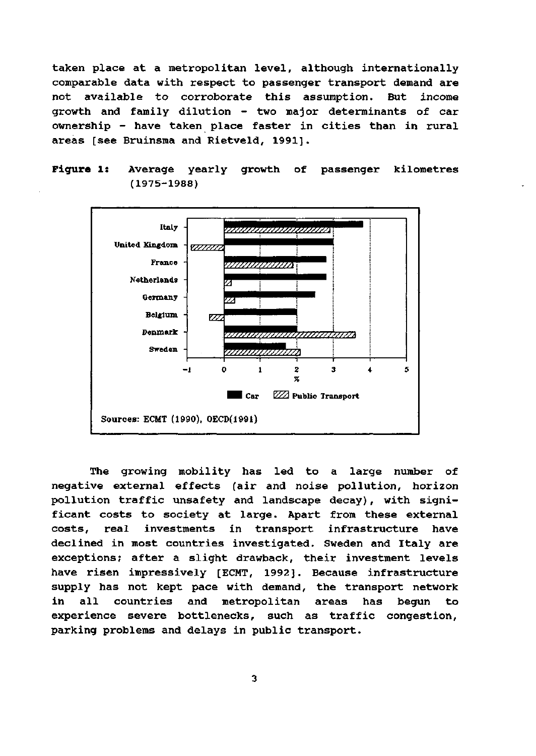taken place at a metropolitan level, although internationally comparable data with respect to passenger transport demand are not available to corroborate this assumption. But income growth and family dilution - two major determinants of car ownership - have taken place faster in cities than in rural areas [see Bruinsma and Rietveld, 1991].

**Figure 1:** Average yearly growth of passenger kilometres (1975-1988)

Sources: ECMT (1990), OECD(1991)

The growing mobility has led to a large number of negative external effects (air and noise pollution, horizon pollution traffic unsafety and landscape decay), with significant costs to society at large. Apart from these external costs, real investments in transport infrastructure have declined in most countries investigated. Sweden and Italy are exceptions; after a slight drawback, their investment levels have risen impressively [ECMT, 1992]. Because infrastructure supply has not kept pace with demand, the transport network in all countries and metropolitan areas has begun to experience severe bottlenecks, such as traffic congestion, parking problems and delays in public transport.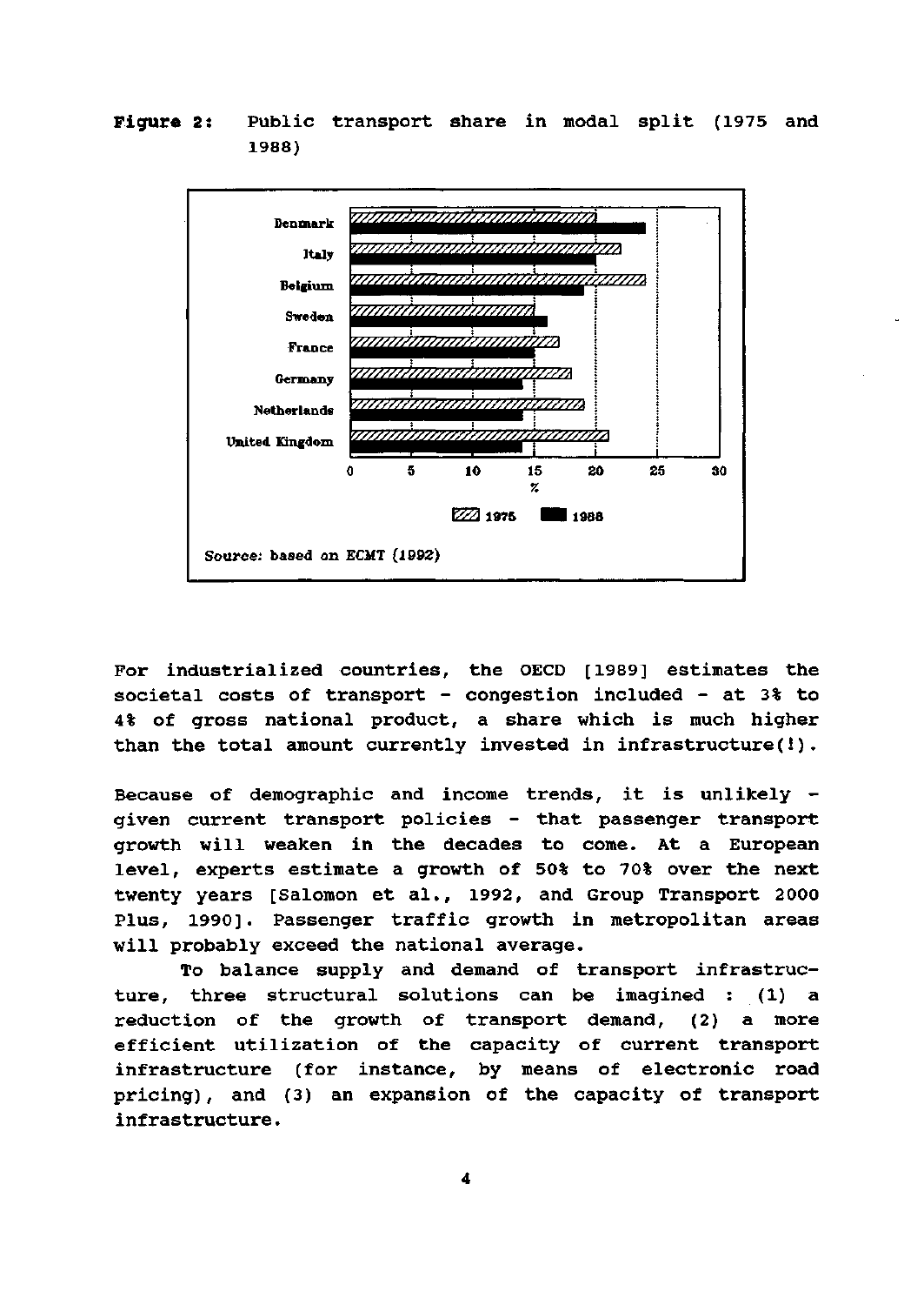**Figure 2:** Public transport share in modal split (1975 and 1988)

Source: based on ECMT (1992)

For industrialized countries, the OECD [1989] estimates the societal costs of transport - congestion included - at 3% to 4% of gross national product, a share which is much higher than the total amount currently invested in infrastructure(!).

Because of demographic and income trends, it is unlikely - given current transport policies - that passenger transport growth will weaken in the decades to come. At a European level, experts estimate a growth of 50% to 70% over the next twenty years [Salomon et al., 1992, and Group Transport 2000 Plus, 1990]. Passenger traffic growth in metropolitan areas will probably exceed the national average.

To balance supply and demand of transport infrastructure, three structural solutions can be imagined : (1) a reduction of the growth of transport demand, (2) a more efficient utilization of the capacity of current transport infrastructure (for instance, by means of electronic road pricing), and (3) an expansion of the capacity of transport infrastructure.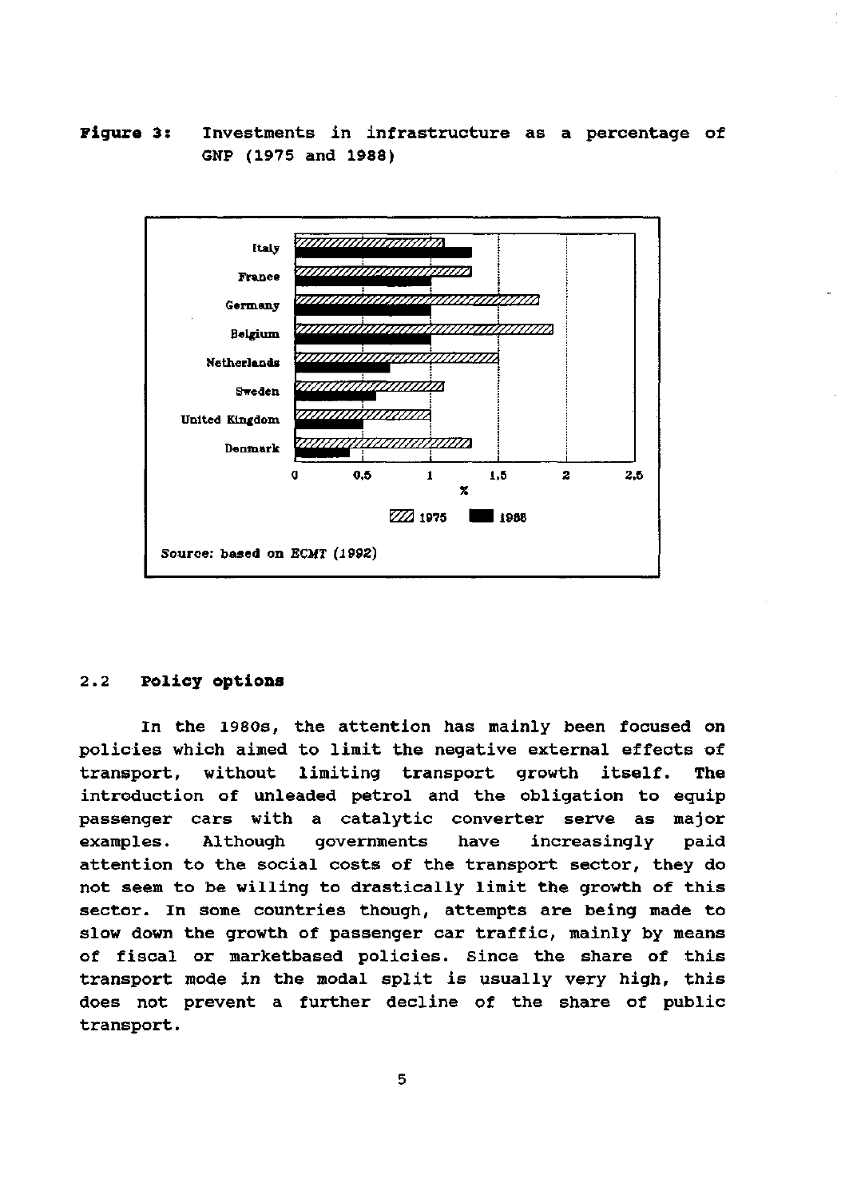**Figure 3:** Investments in infrastructure as a percentage of GNP (1975 and 1988)

Source: based on ECMT (1992)

## 2.2 Policy options

In the 1980s, the attention has mainly been focused on policies which aimed to limit the negative external effects of transport, without limiting transport growth itself. The introduction of unleaded petrol and the obligation to equip passenger cars with a catalytic converter serve as major examples. Although governments have increasingly paid attention to the social costs of the transport sector, they do not seem to be willing to drastically limit the growth of this sector. In some countries though, attempts are being made to slow down the growth of passenger car traffic, mainly by means of fiscal or marketbased policies. Since the share of this transport mode in the modal split is usually very high, this does not prevent a further decline of the share of public transport.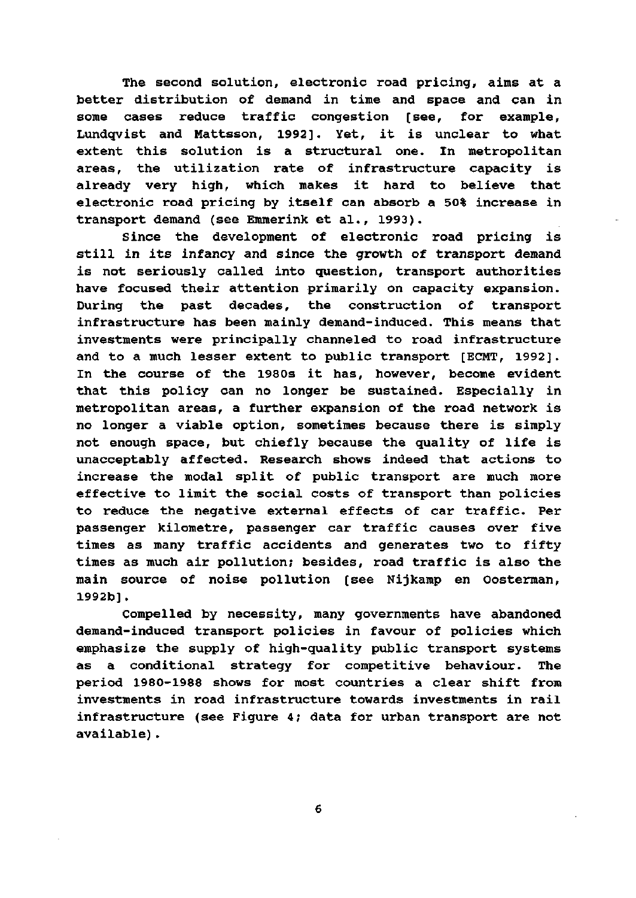The second solution, electronic road pricing, aims at a better distribution of demand in time and space and can in some cases reduce traffic congestion [see, for example, Lundqvist and Mattsson, 1992]. Yet, it is unclear to what extent this solution is a structural one. In metropolitan areas, the utilization rate of infrastructure capacity is already very high, which makes it hard to believe that electronic road pricing by itself can absorb a 50% increase in transport demand (see Emmerink et al., 1993).

Since the development of electronic road pricing is still in its infancy and since the growth of transport demand is not seriously called into question, transport authorities have focused their attention primarily on capacity expansion. During the past decades, the construction of transport infrastructure has been mainly demand-induced. This means that investments were principally channeled to road infrastructure and to a much lesser extent to public transport [ECMT, 1992]. In the course of the 1980s it has, however, become evident that this policy can no longer be sustained. Especially in metropolitan areas, a further expansion of the road network is no longer a viable option, sometimes because there is simply not enough space, but chiefly because the quality of life is unacceptably affected. Research shows indeed that actions to increase the modal split of public transport are much more effective to limit the social costs of transport than policies to reduce the negative external effects of car traffic. Per passenger kilometre, passenger car traffic causes over five times as many traffic accidents and generates two to fifty times as much air pollution; besides, road traffic is also the main source of noise pollution [see Nijkamp en Oosterman, 1992b].

Compelled by necessity, many governments have abandoned demand-induced transport policies in favour of policies which emphasize the supply of high-quality public transport systems as a conditional strategy for competitive behaviour. The period 1980-1988 shows for most countries a clear shift from investments in road infrastructure towards investments in rail infrastructure (see Figure 4; data for urban transport are not available).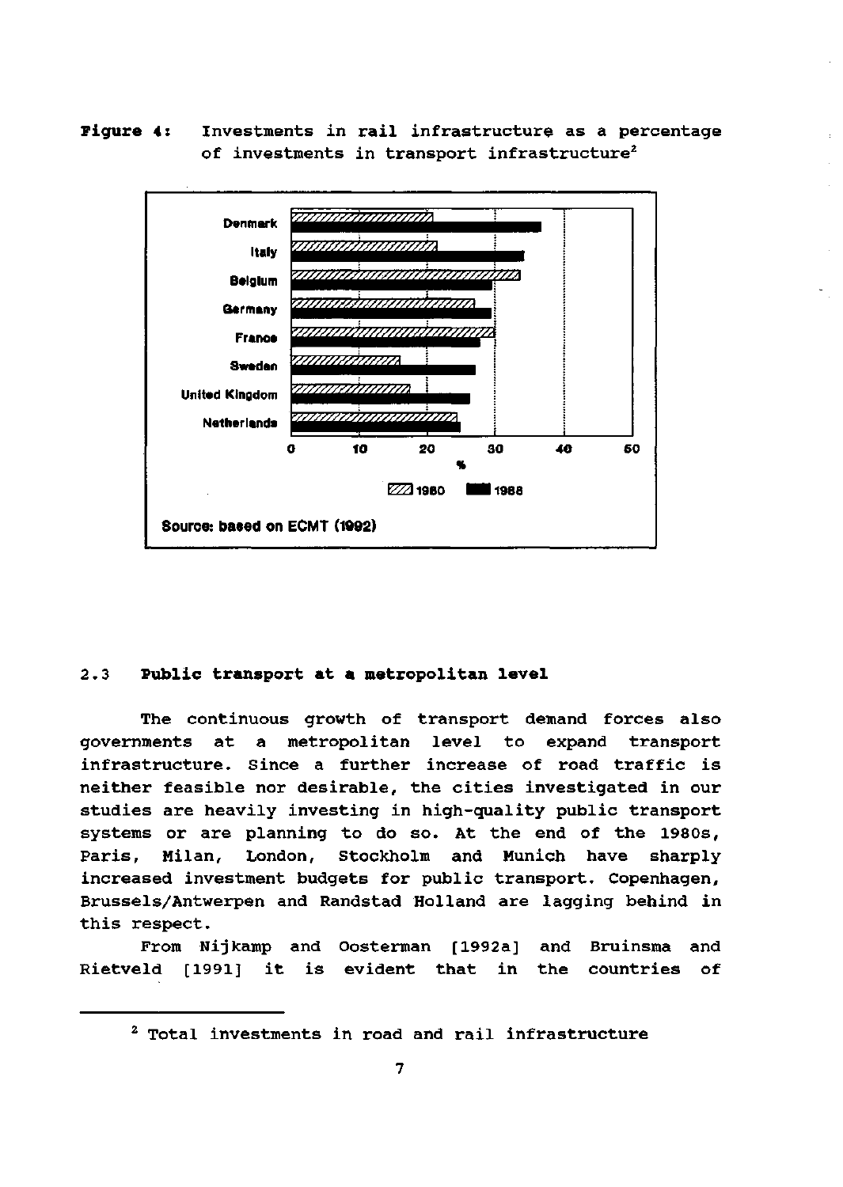**Figure 4:** Investments in rail infrastructure as a percentage of investments in transport infrastructure[2]

Source: based on ECMT (1992)

## 2.3 Public transport at a metropolitan level

The continuous growth of transport demand forces also governments at a metropolitan level to expand transport infrastructure. Since a further increase of road traffic is neither feasible nor desirable, the cities investigated in our studies are heavily investing in high-quality public transport systems or are planning to do so. At the end of the 1980s, Paris, Milan, London, Stockholm and Munich have sharply increased investment budgets for public transport. Copenhagen, Brussels/Antwerpen and Randstad Holland are lagging behind in this respect.

From Nijkamp and Oosterman [1992a] and Bruinsma and Rietveld [1991] it is evident that in the countries of

---

[2] Total investments in road and rail infrastructure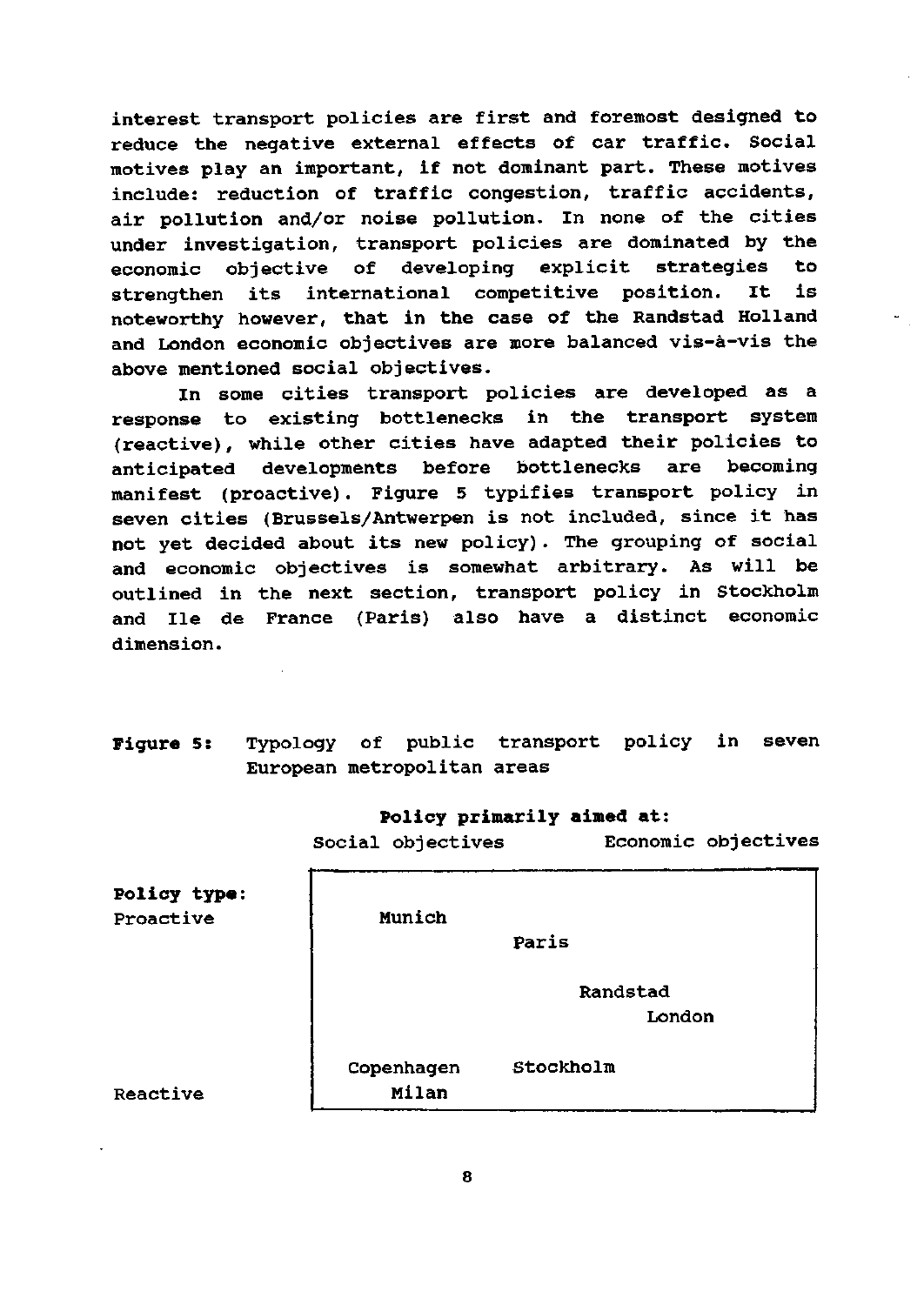interest transport policies are first and foremost designed to reduce the negative external effects of car traffic. Social motives play an important, if not dominant part. These motives include: reduction of traffic congestion, traffic accidents, air pollution and/or noise pollution. In none of the cities under investigation, transport policies are dominated by the economic objective of developing explicit strategies to strengthen its international competitive position. It is noteworthy however, that in the case of the Randstad Holland and London economic objectives are more balanced vis-à-vis the above mentioned social objectives.

In some cities transport policies are developed as a response to existing bottlenecks in the transport system (reactive), while other cities have adapted their policies to anticipated developments before bottlenecks are becoming manifest (proactive). Figure 5 typifies transport policy in seven cities (Brussels/Antwerpen is not included, since it has not yet decided about its new policy). The grouping of social and economic objectives is somewhat arbitrary. As will be outlined in the next section, transport policy in Stockholm and Ile de France (Paris) also have a distinct economic dimension.

**Figure 5:** Typology of public transport policy in seven European metropolitan areas

**Policy primarily aimed at:**

| **Policy type:** | Social objectives | | Economic objectives |
|---|---|---|---|
| Proactive | Munich | | |
| | | Paris | |
| | | | Randstad |
| | | | London |
| | Copenhagen | Stockholm | |
| Reactive | Milan | | |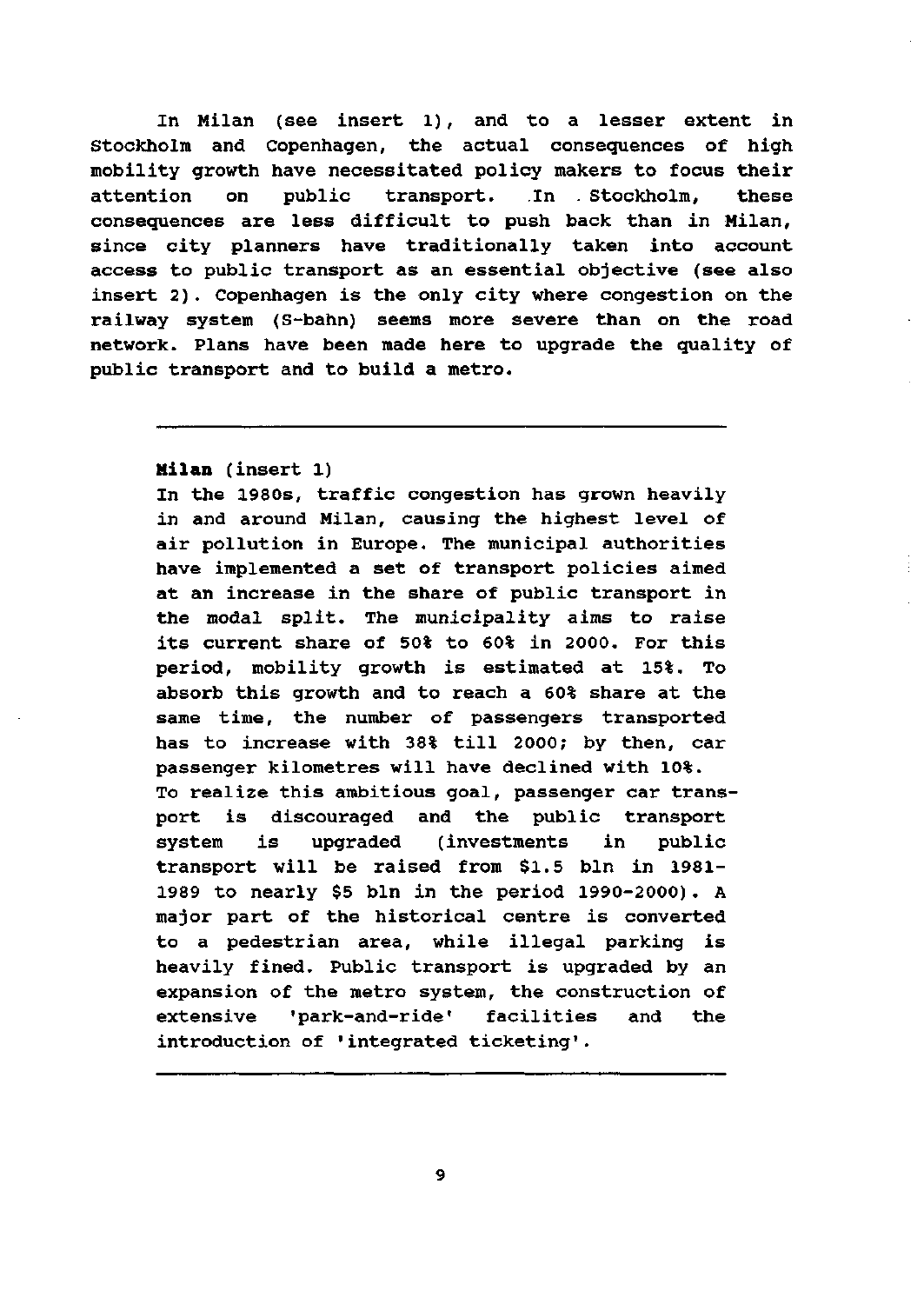In Milan (see insert 1), and to a lesser extent in Stockholm and Copenhagen, the actual consequences of high mobility growth have necessitated policy makers to focus their attention on public transport. In Stockholm, these consequences are less difficult to push back than in Milan, since city planners have traditionally taken into account access to public transport as an essential objective (see also insert 2). Copenhagen is the only city where congestion on the railway system (S-bahn) seems more severe than on the road network. Plans have been made here to upgrade the quality of public transport and to build a metro.

---

**Milan** (insert 1)

In the 1980s, traffic congestion has grown heavily in and around Milan, causing the highest level of air pollution in Europe. The municipal authorities have implemented a set of transport policies aimed at an increase in the share of public transport in the modal split. The municipality aims to raise its current share of 50% to 60% in 2000. For this period, mobility growth is estimated at 15%. To absorb this growth and to reach a 60% share at the same time, the number of passengers transported has to increase with 38% till 2000; by then, car passenger kilometres will have declined with 10%.

To realize this ambitious goal, passenger car transport is discouraged and the public transport system is upgraded (investments in public transport will be raised from $1.5 bln in 1981-1989 to nearly $5 bln in the period 1990-2000). A major part of the historical centre is converted to a pedestrian area, while illegal parking is heavily fined. Public transport is upgraded by an expansion of the metro system, the construction of extensive 'park-and-ride' facilities and the introduction of 'integrated ticketing'.

---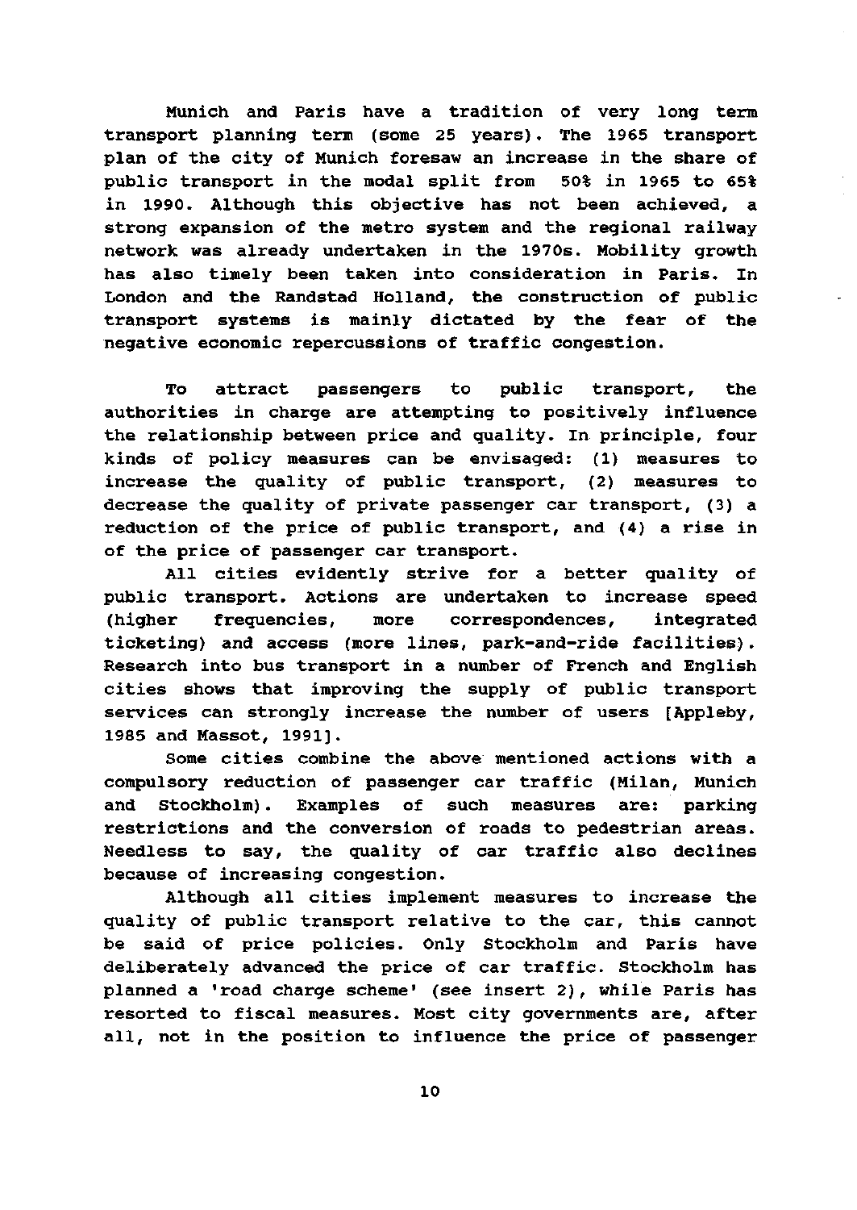Munich and Paris have a tradition of very long term transport planning term (some 25 years). The 1965 transport plan of the city of Munich foresaw an increase in the share of public transport in the modal split from 50% in 1965 to 65% in 1990. Although this objective has not been achieved, a strong expansion of the metro system and the regional railway network was already undertaken in the 1970s. Mobility growth has also timely been taken into consideration in Paris. In London and the Randstad Holland, the construction of public transport systems is mainly dictated by the fear of the negative economic repercussions of traffic congestion.

To attract passengers to public transport, the authorities in charge are attempting to positively influence the relationship between price and quality. In principle, four kinds of policy measures can be envisaged: (1) measures to increase the quality of public transport, (2) measures to decrease the quality of private passenger car transport, (3) a reduction of the price of public transport, and (4) a rise in of the price of passenger car transport.

All cities evidently strive for a better quality of public transport. Actions are undertaken to increase speed (higher frequencies, more correspondences, integrated ticketing) and access (more lines, park-and-ride facilities). Research into bus transport in a number of French and English cities shows that improving the supply of public transport services can strongly increase the number of users [Appleby, 1985 and Massot, 1991].

Some cities combine the above mentioned actions with a compulsory reduction of passenger car traffic (Milan, Munich and Stockholm). Examples of such measures are: parking restrictions and the conversion of roads to pedestrian areas. Needless to say, the quality of car traffic also declines because of increasing congestion.

Although all cities implement measures to increase the quality of public transport relative to the car, this cannot be said of price policies. Only Stockholm and Paris have deliberately advanced the price of car traffic. Stockholm has planned a 'road charge scheme' (see insert 2), while Paris has resorted to fiscal measures. Most city governments are, after all, not in the position to influence the price of passenger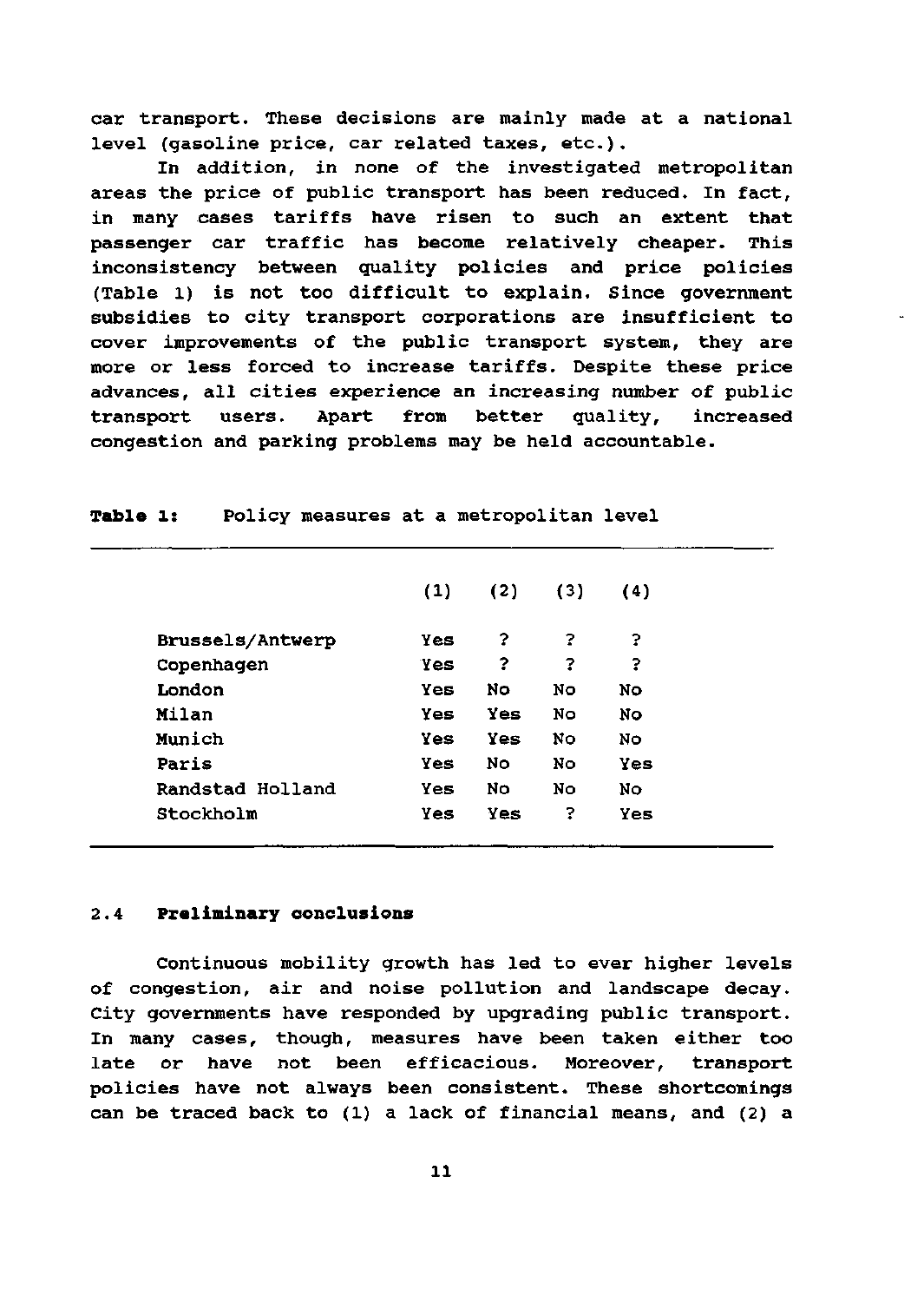car transport. These decisions are mainly made at a national level (gasoline price, car related taxes, etc.).

In addition, in none of the investigated metropolitan areas the price of public transport has been reduced. In fact, in many cases tariffs have risen to such an extent that passenger car traffic has become relatively cheaper. This inconsistency between quality policies and price policies (Table 1) is not too difficult to explain. Since government subsidies to city transport corporations are insufficient to cover improvements of the public transport system, they are more or less forced to increase tariffs. Despite these price advances, all cities experience an increasing number of public transport users. Apart from better quality, increased congestion and parking problems may be held accountable.

**Table 1:** Policy measures at a metropolitan level

| | (1) | (2) | (3) | (4) |
|---|---|---|---|---|
| Brussels/Antwerp | Yes | ? | ? | ? |
| Copenhagen | Yes | ? | ? | ? |
| London | Yes | No | No | No |
| Milan | Yes | Yes | No | No |
| Munich | Yes | Yes | No | No |
| Paris | Yes | No | No | Yes |
| Randstad Holland | Yes | No | No | No |
| Stockholm | Yes | Yes | ? | Yes |

## 2.4 **Preliminary conclusions**

Continuous mobility growth has led to ever higher levels of congestion, air and noise pollution and landscape decay. City governments have responded by upgrading public transport. In many cases, though, measures have been taken either too late or have not been efficacious. Moreover, transport policies have not always been consistent. These shortcomings can be traced back to (1) a lack of financial means, and (2) a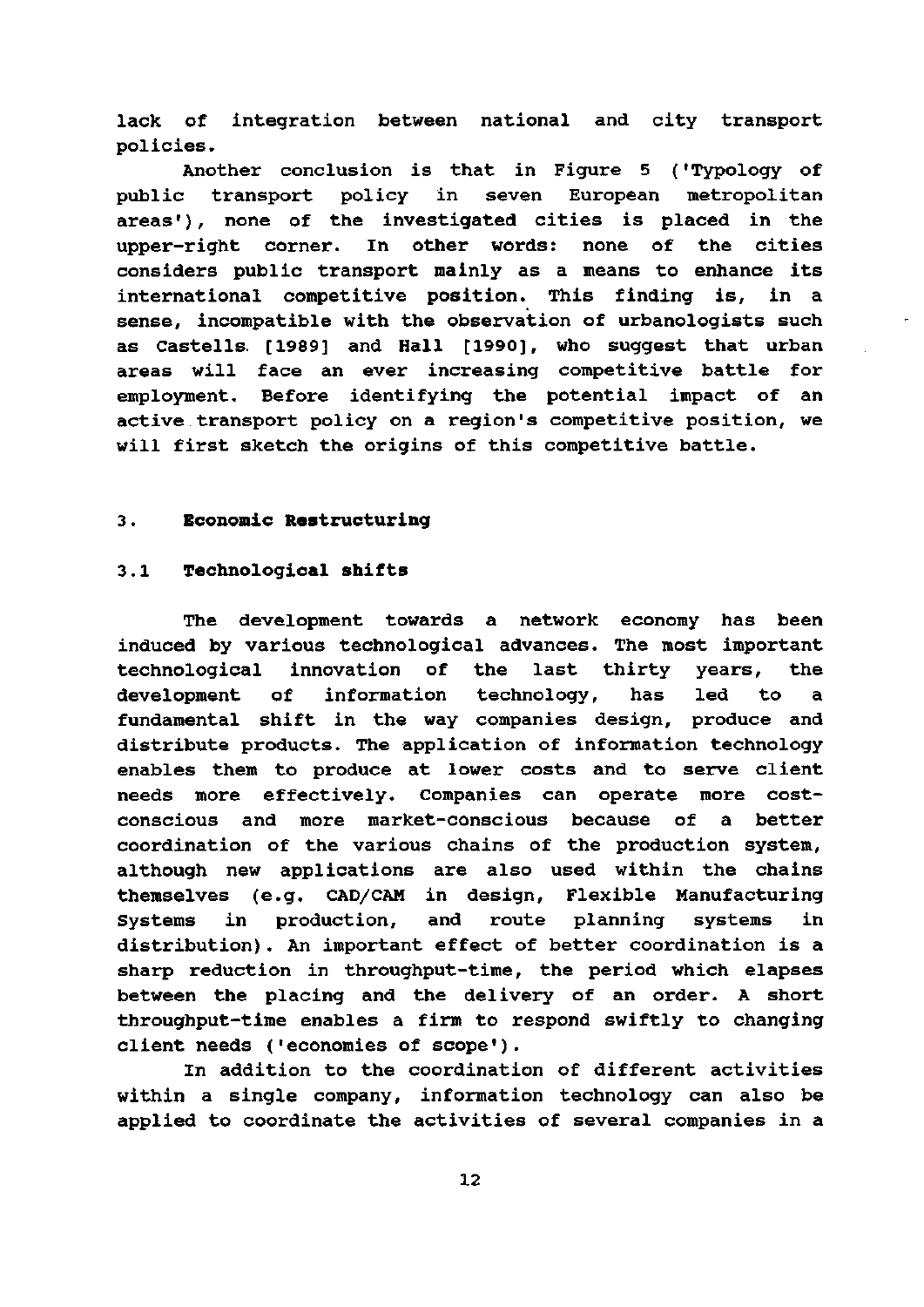lack of integration between national and city transport policies.

Another conclusion is that in Figure 5 ('Typology of public transport policy in seven European metropolitan areas'), none of the investigated cities is placed in the upper-right corner. In other words: none of the cities considers public transport mainly as a means to enhance its international competitive position. This finding is, in a sense, incompatible with the observation of urbanologists such as Castells [1989] and Hall [1990], who suggest that urban areas will face an ever increasing competitive battle for employment. Before identifying the potential impact of an active transport policy on a region's competitive position, we will first sketch the origins of this competitive battle.

## 3. Economic Restructuring

### 3.1 Technological shifts

The development towards a network economy has been induced by various technological advances. The most important technological innovation of the last thirty years, the development of information technology, has led to a fundamental shift in the way companies design, produce and distribute products. The application of information technology enables them to produce at lower costs and to serve client needs more effectively. Companies can operate more cost-conscious and more market-conscious because of a better coordination of the various chains of the production system, although new applications are also used within the chains themselves (e.g. CAD/CAM in design, Flexible Manufacturing Systems in production, and route planning systems in distribution). An important effect of better coordination is a sharp reduction in throughput-time, the period which elapses between the placing and the delivery of an order. A short throughput-time enables a firm to respond swiftly to changing client needs ('economies of scope').

In addition to the coordination of different activities within a single company, information technology can also be applied to coordinate the activities of several companies in a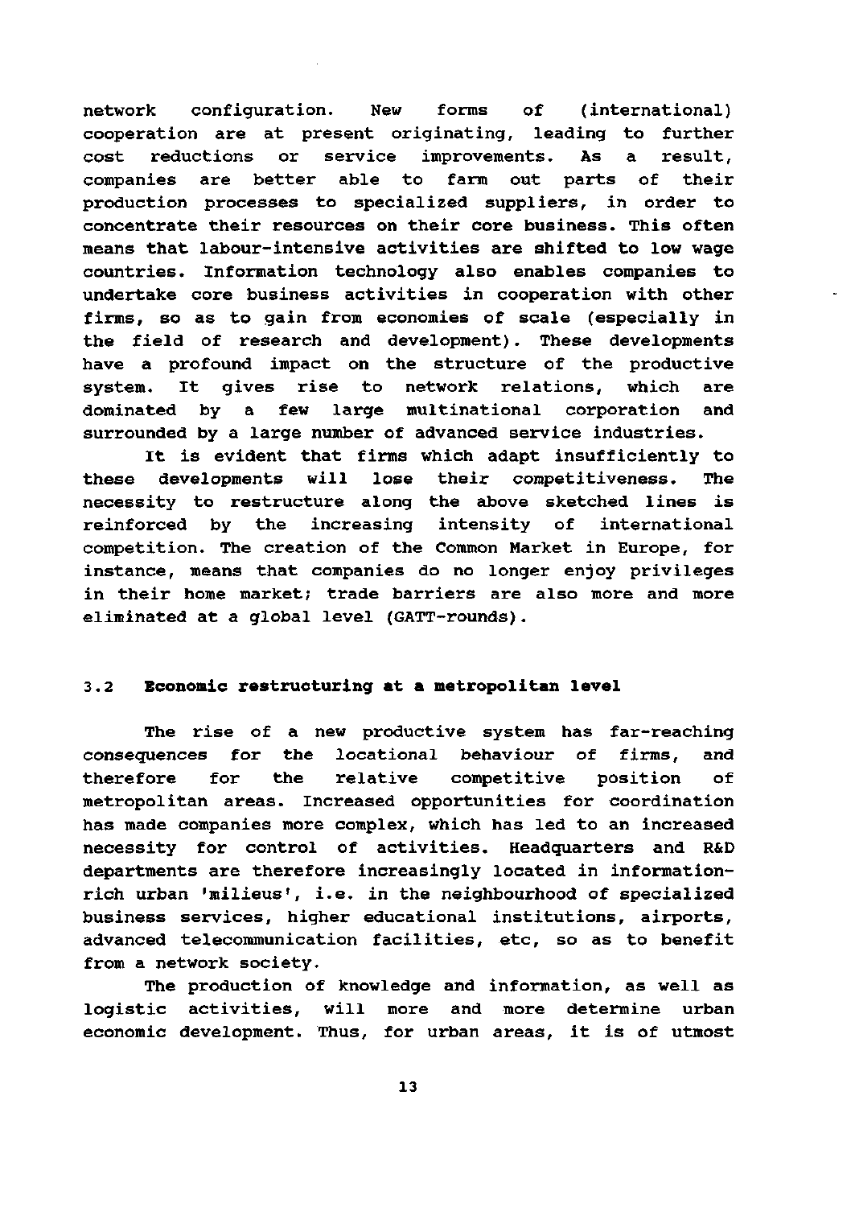network configuration. New forms of (international) cooperation are at present originating, leading to further cost reductions or service improvements. As a result, companies are better able to farm out parts of their production processes to specialized suppliers, in order to concentrate their resources on their core business. This often means that labour-intensive activities are shifted to low wage countries. Information technology also enables companies to undertake core business activities in cooperation with other firms, so as to gain from economies of scale (especially in the field of research and development). These developments have a profound impact on the structure of the productive system. It gives rise to network relations, which are dominated by a few large multinational corporation and surrounded by a large number of advanced service industries.

It is evident that firms which adapt insufficiently to these developments will lose their competitiveness. The necessity to restructure along the above sketched lines is reinforced by the increasing intensity of international competition. The creation of the Common Market in Europe, for instance, means that companies do no longer enjoy privileges in their home market; trade barriers are also more and more eliminated at a global level (GATT-rounds).

### 3.2 Economic restructuring at a metropolitan level

The rise of a new productive system has far-reaching consequences for the locational behaviour of firms, and therefore for the relative competitive position of metropolitan areas. Increased opportunities for coordination has made companies more complex, which has led to an increased necessity for control of activities. Headquarters and R&D departments are therefore increasingly located in information-rich urban 'milieus', i.e. in the neighbourhood of specialized business services, higher educational institutions, airports, advanced telecommunication facilities, etc, so as to benefit from a network society.

The production of knowledge and information, as well as logistic activities, will more and more determine urban economic development. Thus, for urban areas, it is of utmost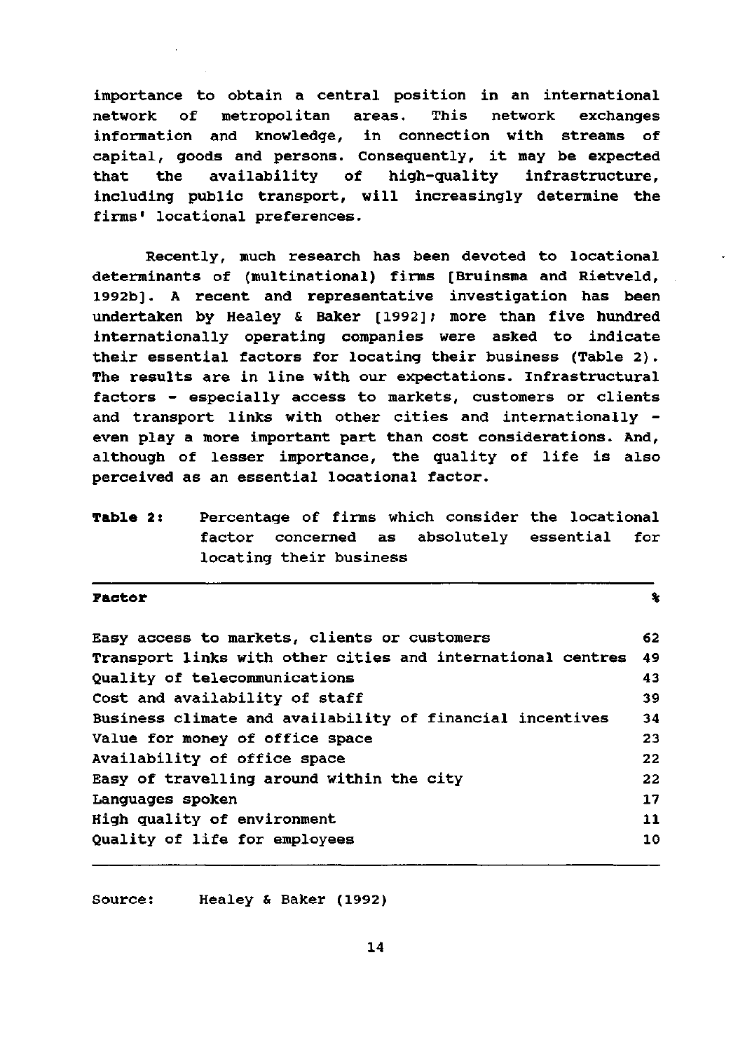importance to obtain a central position in an international network of metropolitan areas. This network exchanges information and knowledge, in connection with streams of capital, goods and persons. Consequently, it may be expected that the availability of high-quality infrastructure, including public transport, will increasingly determine the firms' locational preferences.

Recently, much research has been devoted to locational determinants of (multinational) firms [Bruinsma and Rietveld, 1992b]. A recent and representative investigation has been undertaken by Healey & Baker [1992]; more than five hundred internationally operating companies were asked to indicate their essential factors for locating their business (Table 2). The results are in line with our expectations. Infrastructural factors - especially access to markets, customers or clients and transport links with other cities and internationally - even play a more important part than cost considerations. And, although of lesser importance, the quality of life is also perceived as an essential locational factor.

**Table 2:** Percentage of firms which consider the locational factor concerned as absolutely essential for locating their business

| **Factor** | **%** |
|---|---|
| Easy access to markets, clients or customers | 62 |
| Transport links with other cities and international centres | 49 |
| Quality of telecommunications | 43 |
| Cost and availability of staff | 39 |
| Business climate and availability of financial incentives | 34 |
| Value for money of office space | 23 |
| Availability of office space | 22 |
| Easy of travelling around within the city | 22 |
| Languages spoken | 17 |
| High quality of environment | 11 |
| Quality of life for employees | 10 |

Source: Healey & Baker (1992)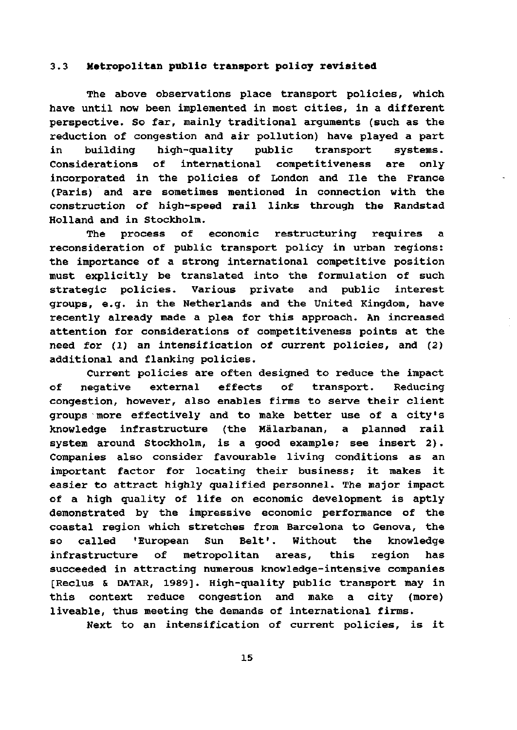### 3.3 **Metropolitan public transport policy revisited**

The above observations place transport policies, which have until now been implemented in most cities, in a different perspective. So far, mainly traditional arguments (such as the reduction of congestion and air pollution) have played a part in building high-quality public transport systems. Considerations of international competitiveness are only incorporated in the policies of London and Ile the France (Paris) and are sometimes mentioned in connection with the construction of high-speed rail links through the Randstad Holland and in Stockholm.

The process of economic restructuring requires a reconsideration of public transport policy in urban regions: the importance of a strong international competitive position must explicitly be translated into the formulation of such strategic policies. Various private and public interest groups, e.g. in the Netherlands and the United Kingdom, have recently already made a plea for this approach. An increased attention for considerations of competitiveness points at the need for (1) an intensification of current policies, and (2) additional and flanking policies.

Current policies are often designed to reduce the impact of negative external effects of transport. Reducing congestion, however, also enables firms to serve their client groups more effectively and to make better use of a city's knowledge infrastructure (the Mälarbanan, a planned rail system around Stockholm, is a good example; see insert 2). Companies also consider favourable living conditions as an important factor for locating their business; it makes it easier to attract highly qualified personnel. The major impact of a high quality of life on economic development is aptly demonstrated by the impressive economic performance of the coastal region which stretches from Barcelona to Genova, the so called 'European Sun Belt'. Without the knowledge infrastructure of metropolitan areas, this region has succeeded in attracting numerous knowledge-intensive companies [Reclus & DATAR, 1989]. High-quality public transport may in this context reduce congestion and make a city (more) liveable, thus meeting the demands of international firms.

Next to an intensification of current policies, is it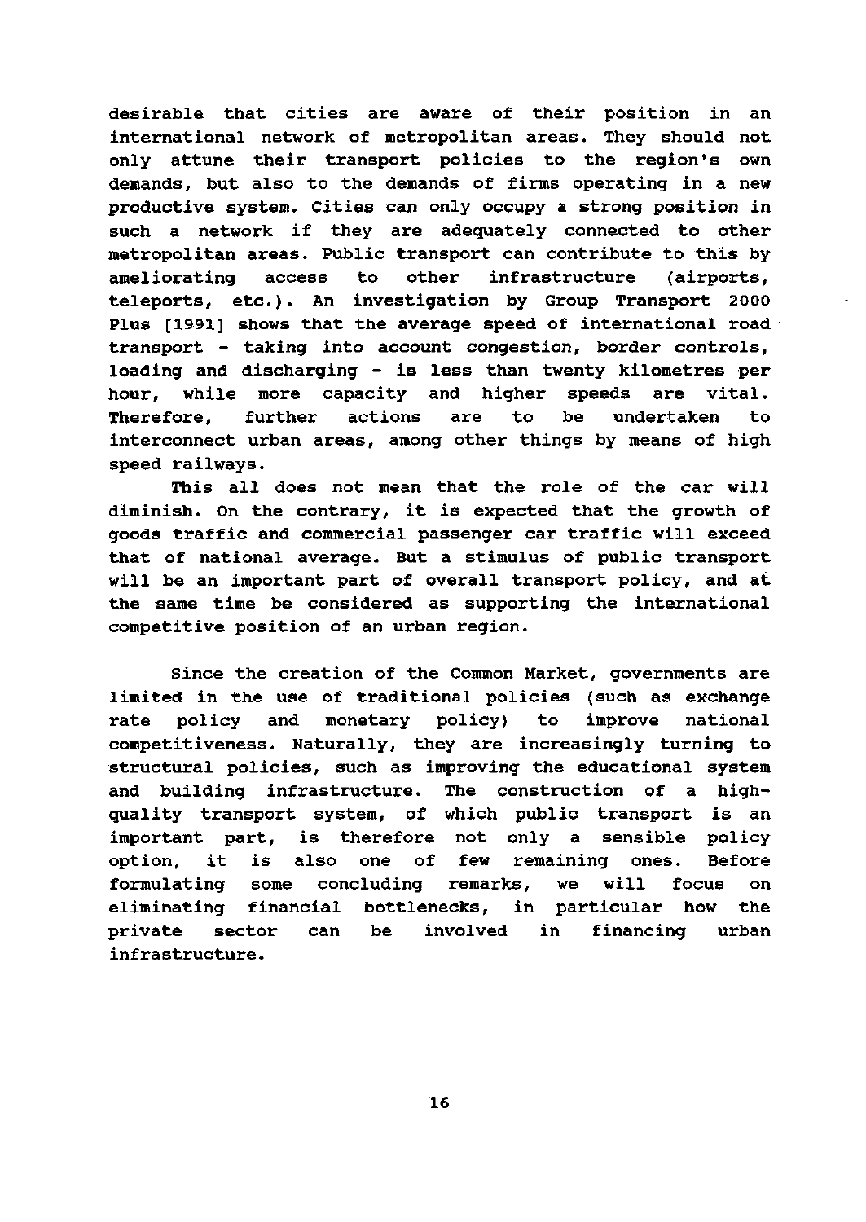desirable that cities are aware of their position in an international network of metropolitan areas. They should not only attune their transport policies to the region's own demands, but also to the demands of firms operating in a new productive system. Cities can only occupy a strong position in such a network if they are adequately connected to other metropolitan areas. Public transport can contribute to this by ameliorating access to other infrastructure (airports, teleports, etc.). An investigation by Group Transport 2000 Plus [1991] shows that the average speed of international road transport - taking into account congestion, border controls, loading and discharging - is less than twenty kilometres per hour, while more capacity and higher speeds are vital. Therefore, further actions are to be undertaken to interconnect urban areas, among other things by means of high speed railways.

This all does not mean that the role of the car will diminish. On the contrary, it is expected that the growth of goods traffic and commercial passenger car traffic will exceed that of national average. But a stimulus of public transport will be an important part of overall transport policy, and at the same time be considered as supporting the international competitive position of an urban region.

Since the creation of the Common Market, governments are limited in the use of traditional policies (such as exchange rate policy and monetary policy) to improve national competitiveness. Naturally, they are increasingly turning to structural policies, such as improving the educational system and building infrastructure. The construction of a high-quality transport system, of which public transport is an important part, is therefore not only a sensible policy option, it is also one of few remaining ones. Before formulating some concluding remarks, we will focus on eliminating financial bottlenecks, in particular how the private sector can be involved in financing urban infrastructure.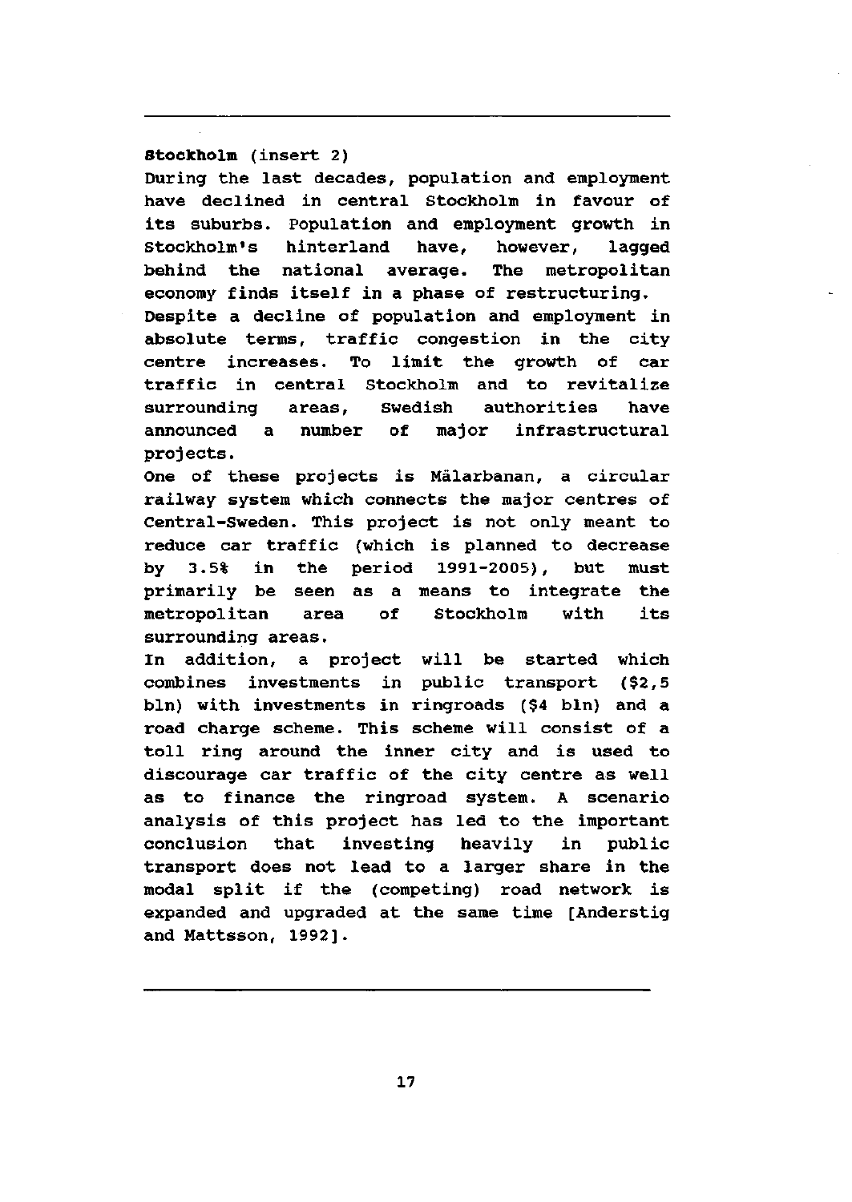**Stockholm** (insert 2)

During the last decades, population and employment have declined in central Stockholm in favour of its suburbs. Population and employment growth in Stockholm's hinterland have, however, lagged behind the national average. The metropolitan economy finds itself in a phase of restructuring.

Despite a decline of population and employment in absolute terms, traffic congestion in the city centre increases. To limit the growth of car traffic in central Stockholm and to revitalize surrounding areas, Swedish authorities have announced a number of major infrastructural projects.

One of these projects is Mälarbanan, a circular railway system which connects the major centres of Central-Sweden. This project is not only meant to reduce car traffic (which is planned to decrease by 3.5% in the period 1991-2005), but must primarily be seen as a means to integrate the metropolitan area of Stockholm with its surrounding areas.

In addition, a project will be started which combines investments in public transport ($2,5 bln) with investments in ringroads ($4 bln) and a road charge scheme. This scheme will consist of a toll ring around the inner city and is used to discourage car traffic of the city centre as well as to finance the ringroad system. A scenario analysis of this project has led to the important conclusion that investing heavily in public transport does not lead to a larger share in the modal split if the (competing) road network is expanded and upgraded at the same time [Anderstig and Mattsson, 1992].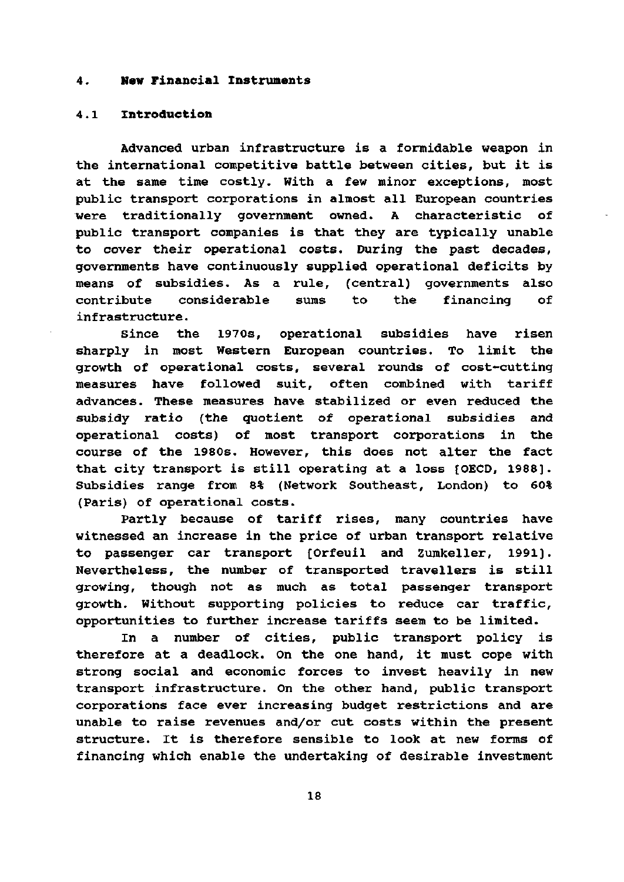# 4. New Financial Instruments

## 4.1 Introduction

Advanced urban infrastructure is a formidable weapon in the international competitive battle between cities, but it is at the same time costly. With a few minor exceptions, most public transport corporations in almost all European countries were traditionally government owned. A characteristic of public transport companies is that they are typically unable to cover their operational costs. During the past decades, governments have continuously supplied operational deficits by means of subsidies. As a rule, (central) governments also contribute considerable sums to the financing of infrastructure.

Since the 1970s, operational subsidies have risen sharply in most Western European countries. To limit the growth of operational costs, several rounds of cost-cutting measures have followed suit, often combined with tariff advances. These measures have stabilized or even reduced the subsidy ratio (the quotient of operational subsidies and operational costs) of most transport corporations in the course of the 1980s. However, this does not alter the fact that city transport is still operating at a loss [OECD, 1988]. Subsidies range from 8% (Network Southeast, London) to 60% (Paris) of operational costs.

Partly because of tariff rises, many countries have witnessed an increase in the price of urban transport relative to passenger car transport [Orfeuil and Zumkeller, 1991]. Nevertheless, the number of transported travellers is still growing, though not as much as total passenger transport growth. Without supporting policies to reduce car traffic, opportunities to further increase tariffs seem to be limited.

In a number of cities, public transport policy is therefore at a deadlock. On the one hand, it must cope with strong social and economic forces to invest heavily in new transport infrastructure. On the other hand, public transport corporations face ever increasing budget restrictions and are unable to raise revenues and/or cut costs within the present structure. It is therefore sensible to look at new forms of financing which enable the undertaking of desirable investment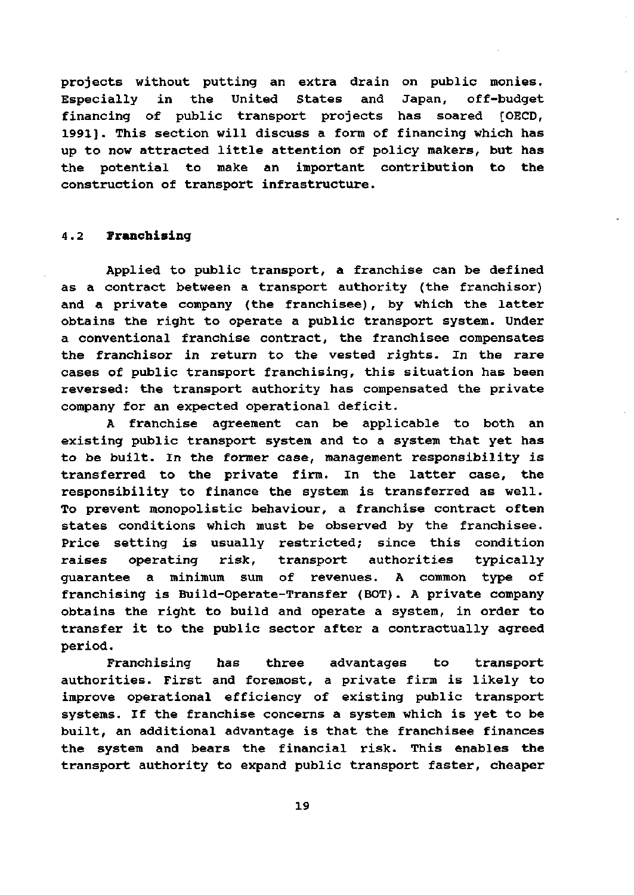projects without putting an extra drain on public monies. Especially in the United States and Japan, off-budget financing of public transport projects has soared [OECD, 1991]. This section will discuss a form of financing which has up to now attracted little attention of policy makers, but has the potential to make an important contribution to the construction of transport infrastructure.

## 4.2 Franchising

Applied to public transport, a franchise can be defined as a contract between a transport authority (the franchisor) and a private company (the franchisee), by which the latter obtains the right to operate a public transport system. Under a conventional franchise contract, the franchisee compensates the franchisor in return to the vested rights. In the rare cases of public transport franchising, this situation has been reversed: the transport authority has compensated the private company for an expected operational deficit.

A franchise agreement can be applicable to both an existing public transport system and to a system that yet has to be built. In the former case, management responsibility is transferred to the private firm. In the latter case, the responsibility to finance the system is transferred as well. To prevent monopolistic behaviour, a franchise contract often states conditions which must be observed by the franchisee. Price setting is usually restricted; since this condition raises operating risk, transport authorities typically guarantee a minimum sum of revenues. A common type of franchising is Build-Operate-Transfer (BOT). A private company obtains the right to build and operate a system, in order to transfer it to the public sector after a contractually agreed period.

Franchising has three advantages to transport authorities. First and foremost, a private firm is likely to improve operational efficiency of existing public transport systems. If the franchise concerns a system which is yet to be built, an additional advantage is that the franchisee finances the system and bears the financial risk. This enables the transport authority to expand public transport faster, cheaper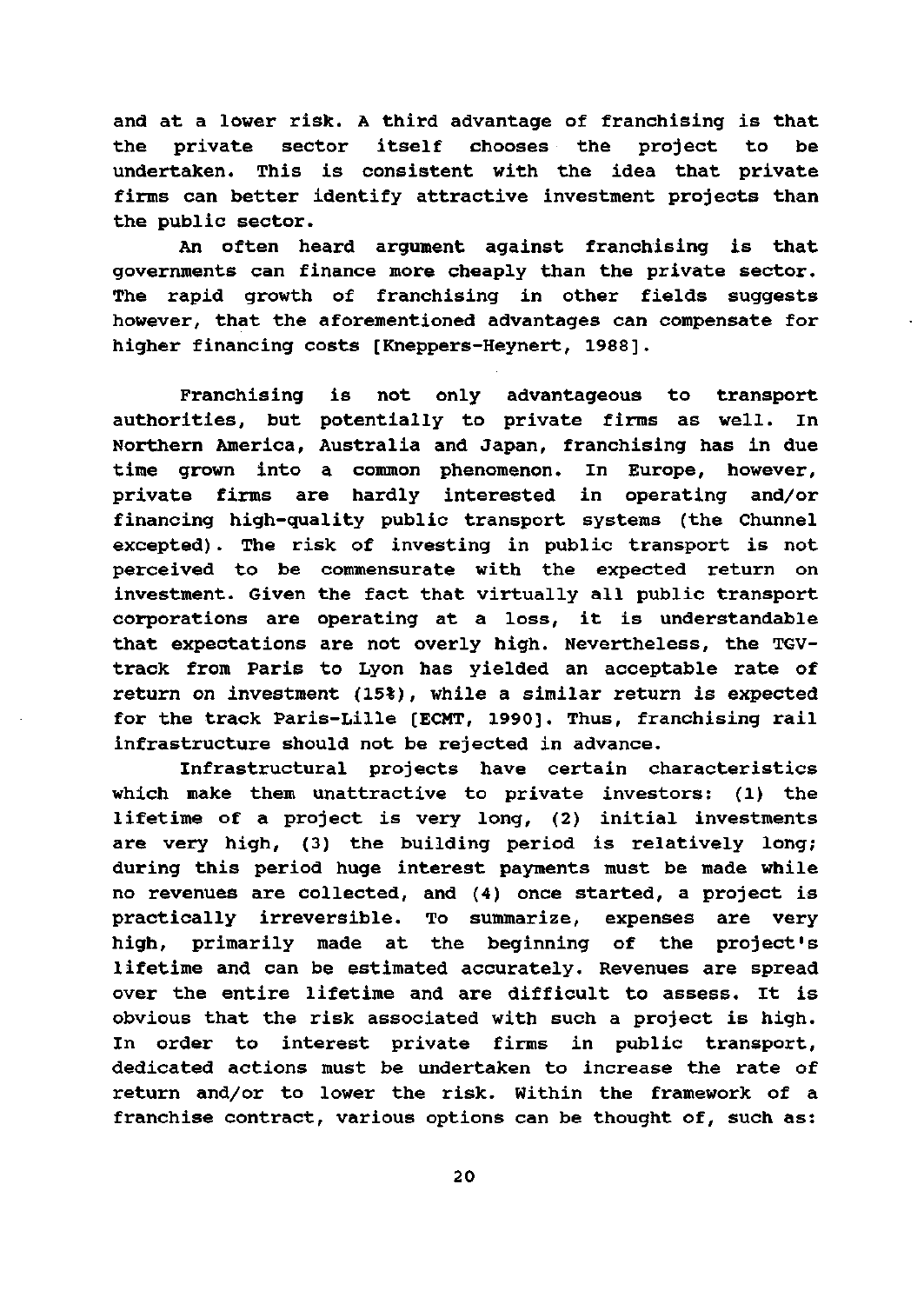and at a lower risk. A third advantage of franchising is that the private sector itself chooses the project to be undertaken. This is consistent with the idea that private firms can better identify attractive investment projects than the public sector.

An often heard argument against franchising is that governments can finance more cheaply than the private sector. The rapid growth of franchising in other fields suggests however, that the aforementioned advantages can compensate for higher financing costs [Kneppers-Heynert, 1988].

Franchising is not only advantageous to transport authorities, but potentially to private firms as well. In Northern America, Australia and Japan, franchising has in due time grown into a common phenomenon. In Europe, however, private firms are hardly interested in operating and/or financing high-quality public transport systems (the Chunnel excepted). The risk of investing in public transport is not perceived to be commensurate with the expected return on investment. Given the fact that virtually all public transport corporations are operating at a loss, it is understandable that expectations are not overly high. Nevertheless, the TGV-track from Paris to Lyon has yielded an acceptable rate of return on investment (15%), while a similar return is expected for the track Paris-Lille [ECMT, 1990]. Thus, franchising rail infrastructure should not be rejected in advance.

Infrastructural projects have certain characteristics which make them unattractive to private investors: (1) the lifetime of a project is very long, (2) initial investments are very high, (3) the building period is relatively long; during this period huge interest payments must be made while no revenues are collected, and (4) once started, a project is practically irreversible. To summarize, expenses are very high, primarily made at the beginning of the project's lifetime and can be estimated accurately. Revenues are spread over the entire lifetime and are difficult to assess. It is obvious that the risk associated with such a project is high. In order to interest private firms in public transport, dedicated actions must be undertaken to increase the rate of return and/or to lower the risk. Within the framework of a franchise contract, various options can be thought of, such as: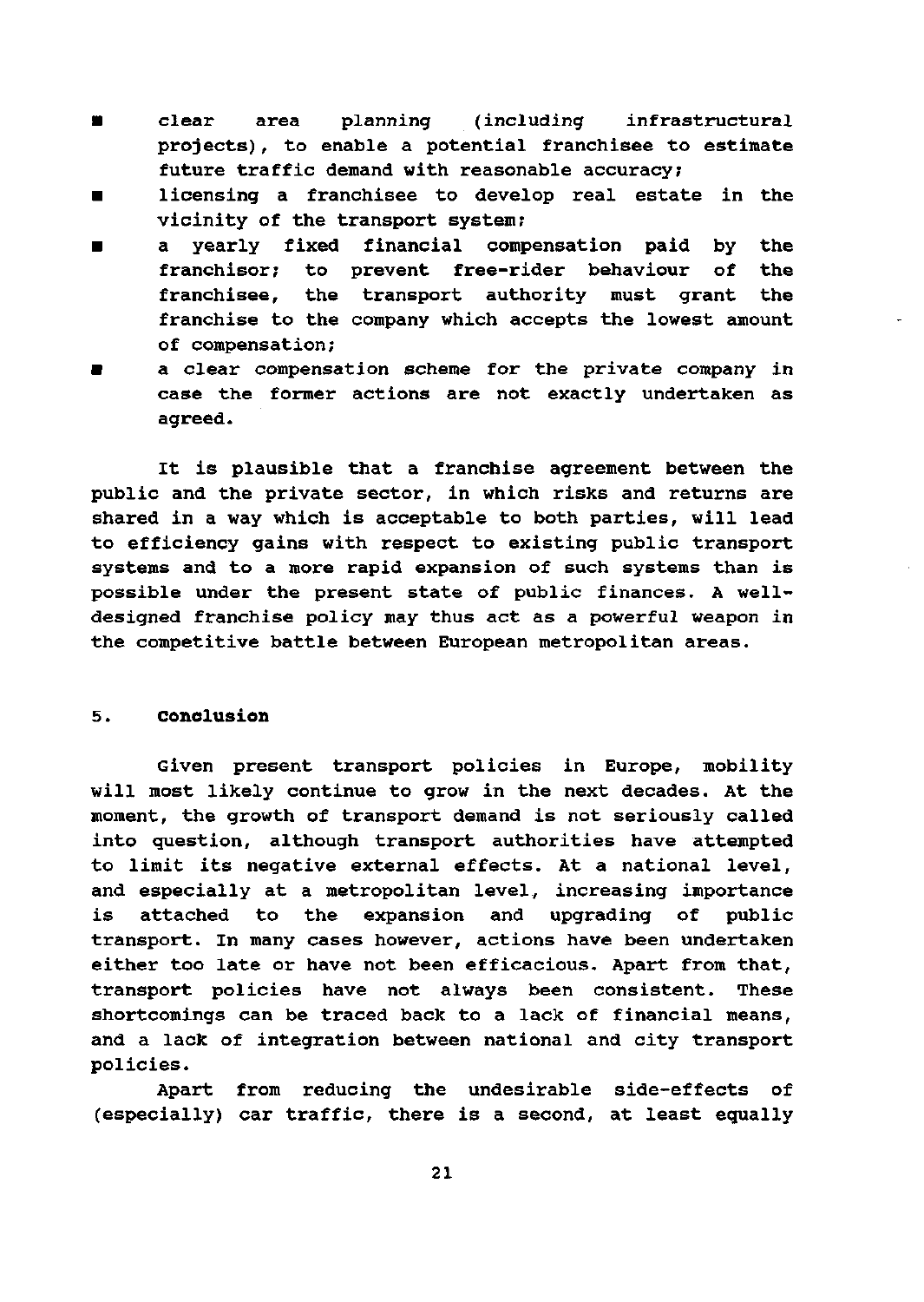- clear area planning (including infrastructural projects), to enable a potential franchisee to estimate future traffic demand with reasonable accuracy;
- licensing a franchisee to develop real estate in the vicinity of the transport system;
- a yearly fixed financial compensation paid by the franchisor; to prevent free-rider behaviour of the franchisee, the transport authority must grant the franchise to the company which accepts the lowest amount of compensation;
- a clear compensation scheme for the private company in case the former actions are not exactly undertaken as agreed.

It is plausible that a franchise agreement between the public and the private sector, in which risks and returns are shared in a way which is acceptable to both parties, will lead to efficiency gains with respect to existing public transport systems and to a more rapid expansion of such systems than is possible under the present state of public finances. A well-designed franchise policy may thus act as a powerful weapon in the competitive battle between European metropolitan areas.

## 5. Conclusion

Given present transport policies in Europe, mobility will most likely continue to grow in the next decades. At the moment, the growth of transport demand is not seriously called into question, although transport authorities have attempted to limit its negative external effects. At a national level, and especially at a metropolitan level, increasing importance is attached to the expansion and upgrading of public transport. In many cases however, actions have been undertaken either too late or have not been efficacious. Apart from that, transport policies have not always been consistent. These shortcomings can be traced back to a lack of financial means, and a lack of integration between national and city transport policies.

Apart from reducing the undesirable side-effects of (especially) car traffic, there is a second, at least equally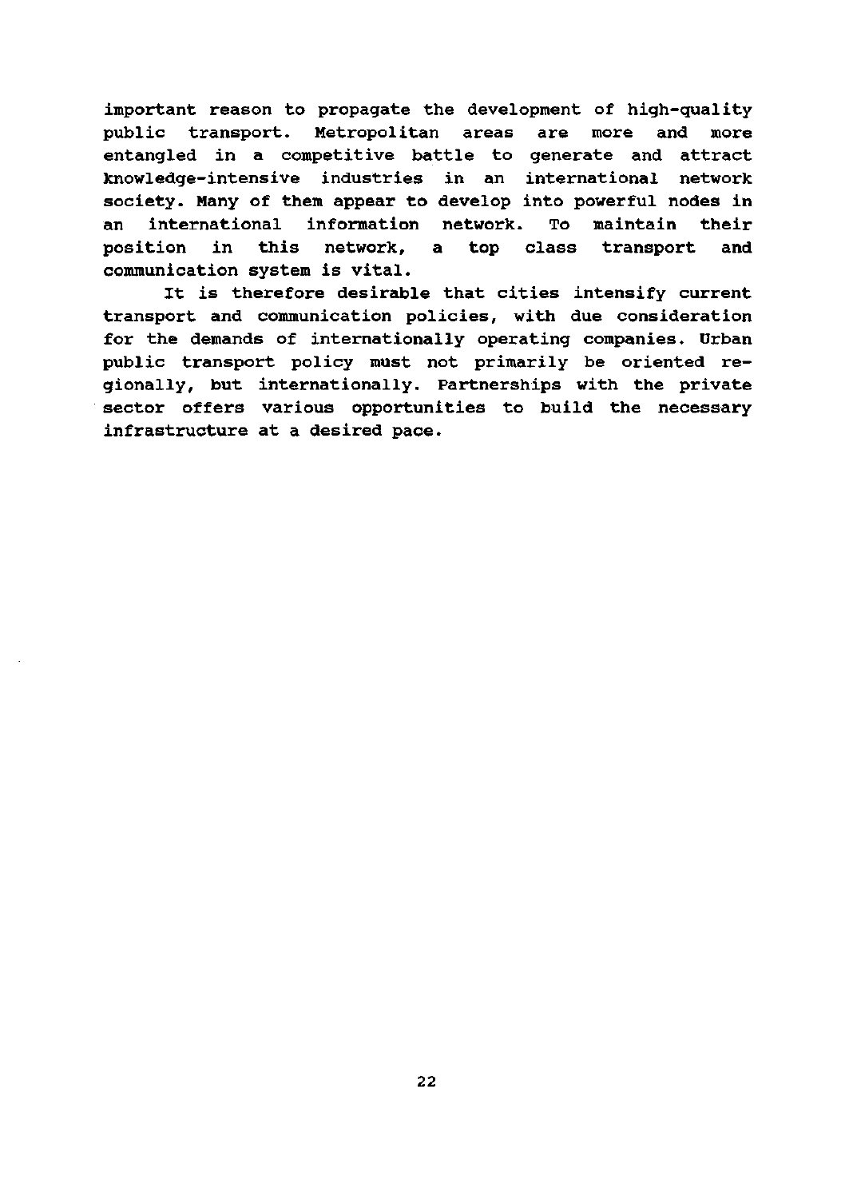important reason to propagate the development of high-quality public transport. Metropolitan areas are more and more entangled in a competitive battle to generate and attract knowledge-intensive industries in an international network society. Many of them appear to develop into powerful nodes in an international information network. To maintain their position in this network, a top class transport and communication system is vital.

It is therefore desirable that cities intensify current transport and communication policies, with due consideration for the demands of internationally operating companies. Urban public transport policy must not primarily be oriented regionally, but internationally. Partnerships with the private sector offers various opportunities to build the necessary infrastructure at a desired pace.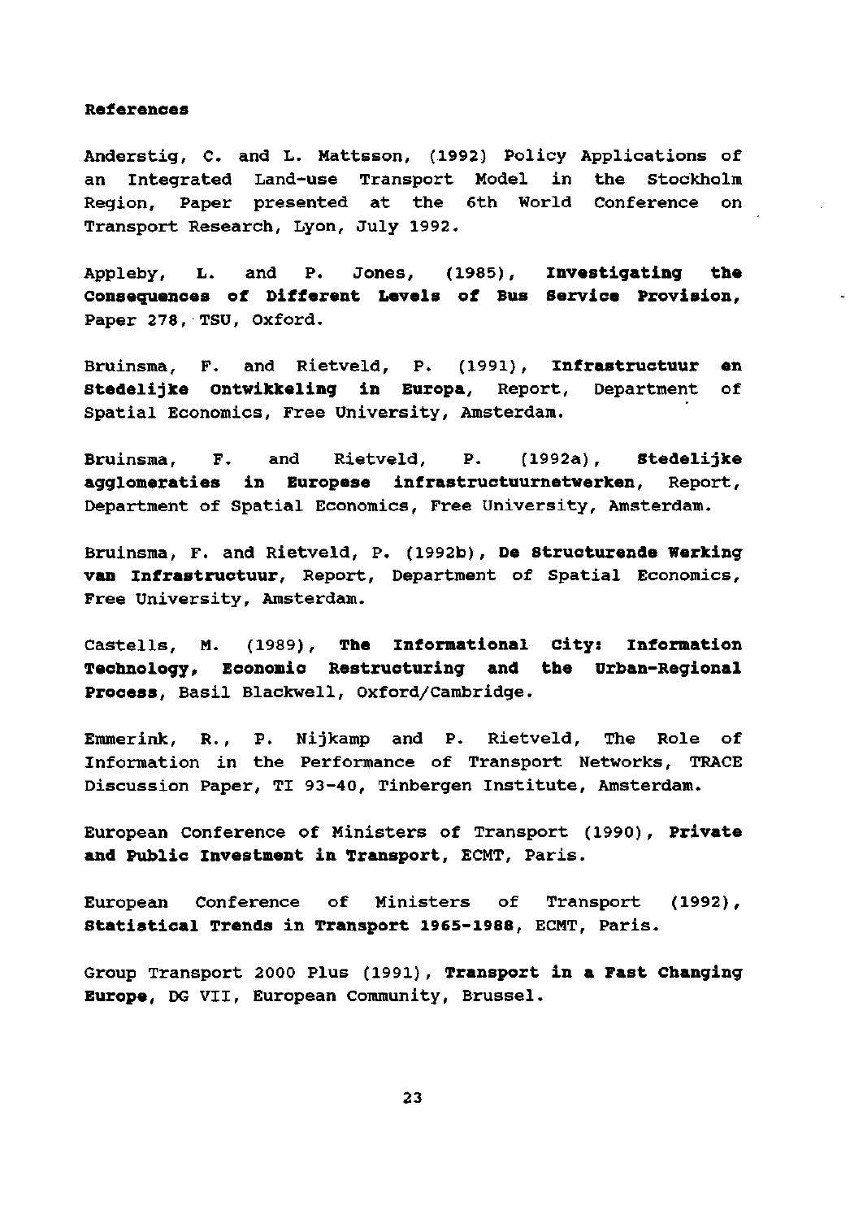**References**

Anderstig, C. and L. Mattsson, (1992) Policy Applications of an Integrated Land-use Transport Model in the Stockholm Region, Paper presented at the 6th World Conference on Transport Research, Lyon, July 1992.

Appleby, L. and P. Jones, (1985), **Investigating the Consequences of Different Levels of Bus Service Provision,** Paper 278, TSU, Oxford.

Bruinsma, F. and Rietveld, P. (1991), **Infrastructuur en Stedelijke Ontwikkeling in Europa,** Report, Department of Spatial Economics, Free University, Amsterdam.

Bruinsma, F. and Rietveld, P. (1992a), **Stedelijke agglomeraties in Europese infrastructuurnetwerken,** Report, Department of Spatial Economics, Free University, Amsterdam.

Bruinsma, F. and Rietveld, P. (1992b), **De Structurende Werking van Infrastructuur,** Report, Department of Spatial Economics, Free University, Amsterdam.

Castells, M. (1989), **The Informational City: Information Technology, Economic Restructuring and the Urban-Regional Process,** Basil Blackwell, Oxford/Cambridge.

Emmerink, R., P. Nijkamp and P. Rietveld, The Role of Information in the Performance of Transport Networks, TRACE Discussion Paper, TI 93-40, Tinbergen Institute, Amsterdam.

European Conference of Ministers of Transport (1990), **Private and Public Investment in Transport,** ECMT, Paris.

European Conference of Ministers of Transport (1992), **Statistical Trends in Transport 1965-1988,** ECMT, Paris.

Group Transport 2000 Plus (1991), **Transport in a Fast Changing Europe,** DG VII, European Community, Brussel.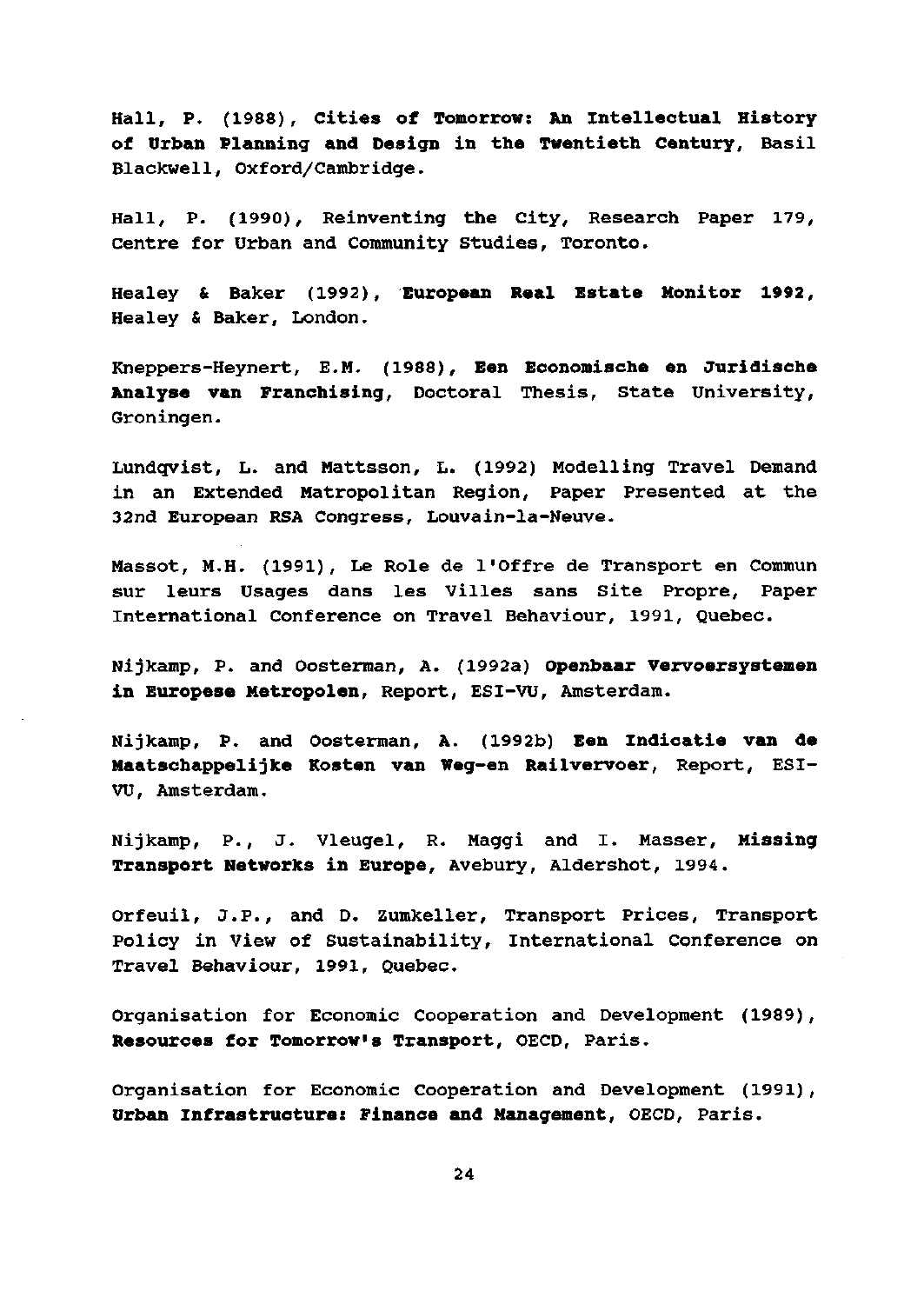Hall, P. (1988), **Cities of Tomorrow: An Intellectual History of Urban Planning and Design in the Twentieth Century**, Basil Blackwell, Oxford/Cambridge.

Hall, P. (1990), Reinventing the City, Research Paper 179, Centre for Urban and Community Studies, Toronto.

Healey & Baker (1992), **European Real Estate Monitor 1992**, Healey & Baker, London.

Kneppers-Heynert, E.M. (1988), **Een Economische en Juridische Analyse van Franchising**, Doctoral Thesis, State University, Groningen.

Lundqvist, L. and Mattsson, L. (1992) Modelling Travel Demand in an Extended Matropolitan Region, Paper Presented at the 32nd European RSA Congress, Louvain-la-Neuve.

Massot, M.H. (1991), Le Role de l'Offre de Transport en Commun sur leurs Usages dans les Villes sans Site Propre, Paper International Conference on Travel Behaviour, 1991, Quebec.

Nijkamp, P. and Oosterman, A. (1992a) **Openbaar Vervoersystemen in Europese Metropolen**, Report, ESI-VU, Amsterdam.

Nijkamp, P. and Oosterman, A. (1992b) **Een Indicatie van de Maatschappelijke Kosten van Weg-en Railvervoer**, Report, ESI-VU, Amsterdam.

Nijkamp, P., J. Vleugel, R. Maggi and I. Masser, **Missing Transport Networks in Europe**, Avebury, Aldershot, 1994.

Orfeuil, J.P., and D. Zumkeller, Transport Prices, Transport Policy in View of Sustainability, International Conference on Travel Behaviour, 1991, Quebec.

Organisation for Economic Cooperation and Development (1989), **Resources for Tomorrow's Transport**, OECD, Paris.

Organisation for Economic Cooperation and Development (1991), **Urban Infrastructure: Finance and Management**, OECD, Paris.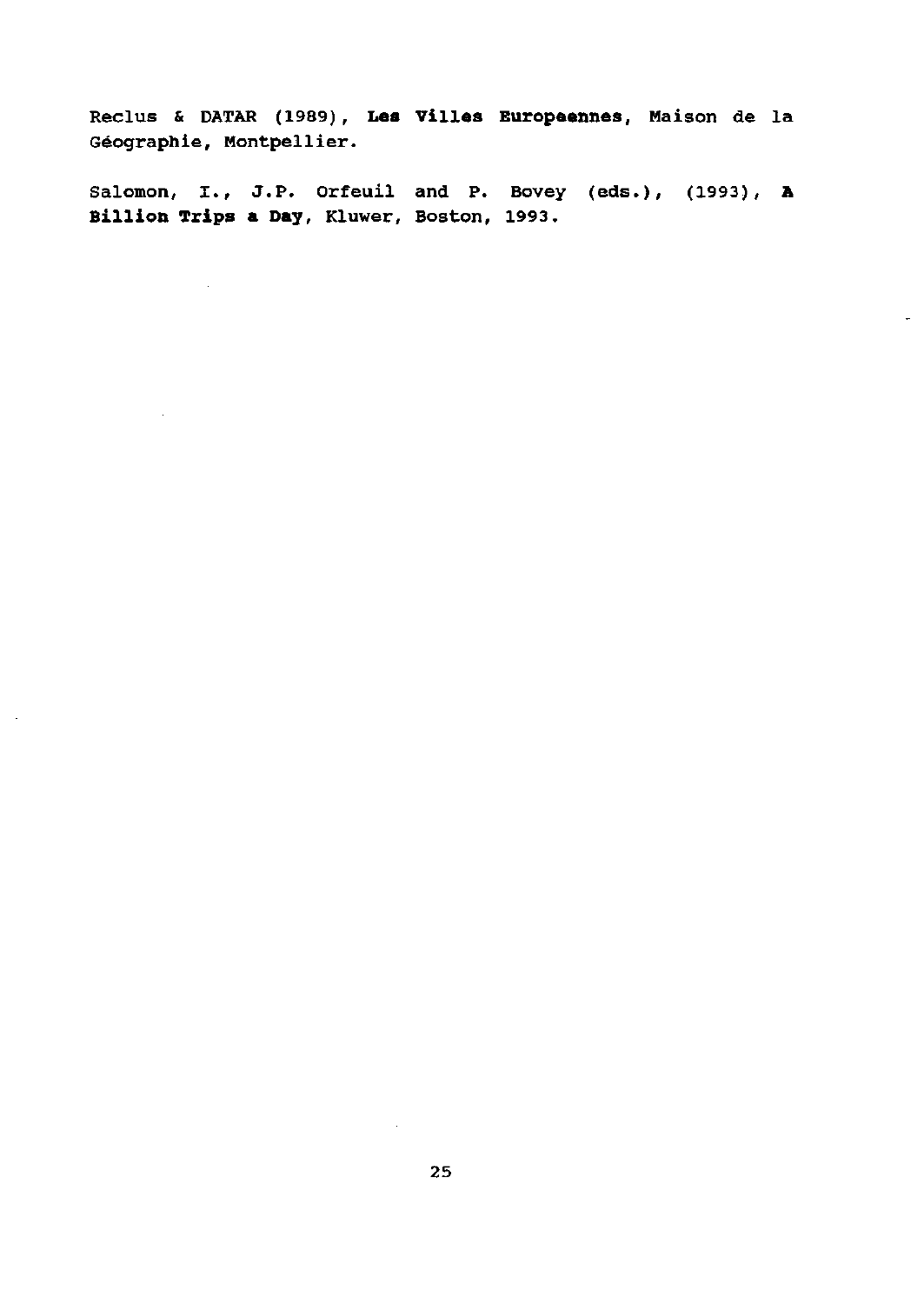Reclus & DATAR (1989), **Les Villes Europaennes**, Maison de la Géographie, Montpellier.

Salomon, I., J.P. Orfeuil and P. Bovey (eds.), (1993), **A Billion Trips a Day**, Kluwer, Boston, 1993.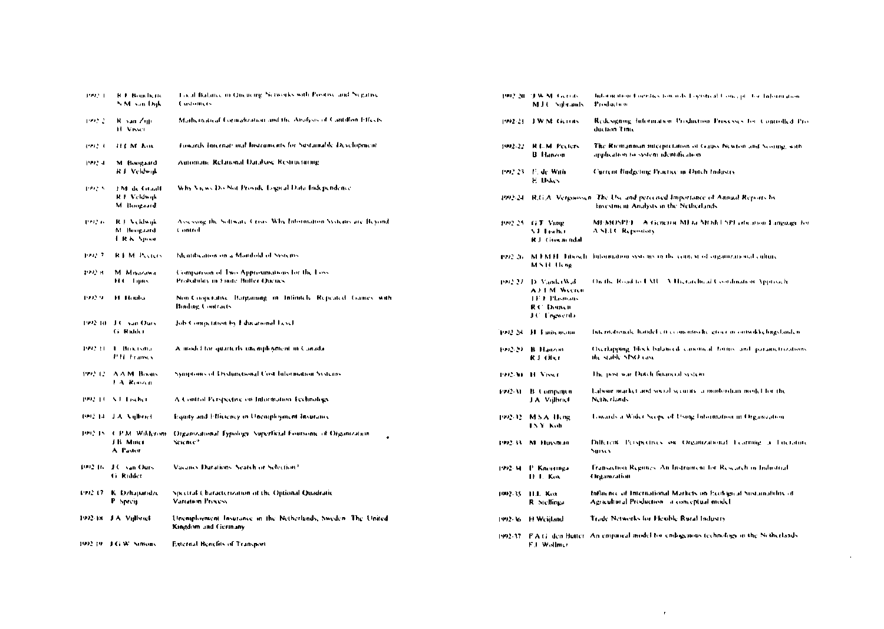| | | |
|---|---|---|
| 1992-1 | R.J. Boucherie<br>N.M. van Dijk | Local Balance in Queueing Networks with Positive and Negative Customers |
| 1992-2 | R. van Zijp<br>H. Visser | Mathematical Formalization and the Analysis of Cantillon Effects |
| 1992-3 | H.L.M. Kox | Towards International Instruments for Sustainable Development |
| 1992-4 | M. Boogaard<br>R.J. Veldwijk | Automatic Relational Database Restructuring |
| 1992-5 | J.M. de Graaff<br>R.J. Veldwijk<br>M. Boogaard | Why Views Do Not Provide Logical Data Independence |
| 1992-6 | R.J. Veldwijk<br>M. Boogaard<br>E.R.K. Spoor | Assessing the Software Crisis: Why Information Systems are Beyond Control |
| 1992-7 | R.L.M. Peeters | Identification on a Manifold of Systems |
| 1992-8 | M. Miyazawa<br>H.C. Tijms | Comparison of Two Approximations for the Loss Probability in Finite-Buffer Queues |
| 1992-9 | H. Houba | Non-Cooperative Bargaining in Infinitely Repeated Games with Binding Contracts |
| 1992-10 | J.C. van Ours<br>G. Ridder | Job Competition by Educational Level |
| 1992-11 | L. Broersma<br>P.H. Franses | A model for quarterly unemployment in Canada |
| 1992-12 | A.A.M. Boons<br>F.A. Roozen | Symptoms of Dysfunctional Cost Information Systems |
| 1992-13 | S.J. Fischer | A Control Perspective on Information Technology |
| 1992-14 | J.A. Vijlbrief | Equity and Efficiency in Unemployment Insurance |
| 1992-15 | C.P.M. Wilderom<br>J.B. Miner<br>A. Pastor | Organizational Typology: Superficial Foursome of Organization Science? |
| 1992-16 | J.C. van Ours<br>G. Ridder | Vacancy Durations: Search or Selection? |
| 1992-17 | K. Dzhaparidze<br>P. Spreij | Spectral Characterization of the Optional Quadratic Variation Process |
| 1992-18 | J.A. Vijlbrief | Unemployment Insurance in the Netherlands, Sweden, The United Kingdom and Germany |
| 1992-19 | J.G.W. Simons | External Benefits of Transport |
| 1992-20 | J.W.M. Gerrits<br>M.J.C. Sijbrands | Information Logistics towards Logistical Concept for Information Production |
| 1992-21 | J.W.M. Gerrits | Redesigning Information Production Processes for Controlled Production Time |
| 1992-22 | R.L.M. Peeters<br>B. Hanzon | The Riemannian interpretation of Gauss-Newton and Scoring, with application to system identification |
| 1992-23 | E. de With<br>E. IJskes | Current Budgeting Practice in Dutch Industry |
| 1992-24 | R.G.A. Vergoossen | The Use and perceived Importance of Annual Reports by Investment Analysts in the Netherlands |
| 1992-25 | G.T. Vinig<br>S.J. Fischer<br>R.J. Groenendal | METASPEL: A Generic META MODEL SPEcification Language for A SEDC Repository |
| 1992-26 | M.E.M.H. Eibosch<br>M.S.H. Heng | Information systems in the context of organizational culture |
| 1992-27 | D. VanderWal<br>A.J.T.M. Weeren<br>J.E.J. Plasmans<br>R.C. Douven<br>J.C. Engwerda | On the Road to EMU: A Hierarchical Coordination Approach |
| 1992-28 | H. Linnemann | Internationale handel en economische groei in ontwikkelingslanden |
| 1992-29 | B. Hanzon<br>R.J. Ober | Overlapping block-balanced canonical forms and parametrizations: the stable SISO case |
| 1992-30 | H. Visser | The post war Dutch financial system |
| 1992-31 | B. Compaijen<br>J.A. Vijlbrief | Labour market and social security: a minfordian model for the Netherlands |
| 1992-32 | M.S.A. Heng<br>T.S.Y. Koh | Towards a Wider Scope of Using Information in Organization |
| 1992-33 | M. Huysman | Different Perspectives on Organizational Learning: a Literature Survey |
| 1992-34 | P. Knorringa<br>H.L. Kox | Transaction Regimes: An Instrument for Research in Industrial Organization |
| 1992-35 | H.L. Kox<br>R. Stellinga | Influence of International Markets on Ecological Sustainability of Agricultural Production - a conceptual model |
| 1992-36 | H. Weijland | Trade Networks for Flexible Rural Industry |
| 1992-37 | F.A.G. den Butter<br>F.J. Wollmer | An empirical model for endogenous technology in the Netherlands |